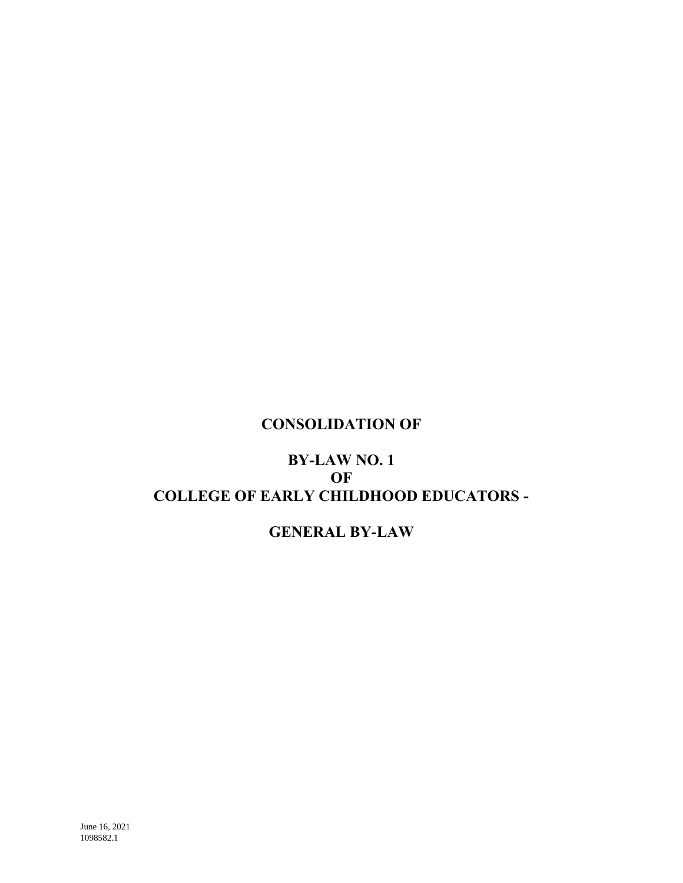# CONSOLIDATION OF

# BY-LAW NO. 1
# OF
# COLLEGE OF EARLY CHILDHOOD EDUCATORS -

# GENERAL BY-LAW

June 16, 2021
1098582.1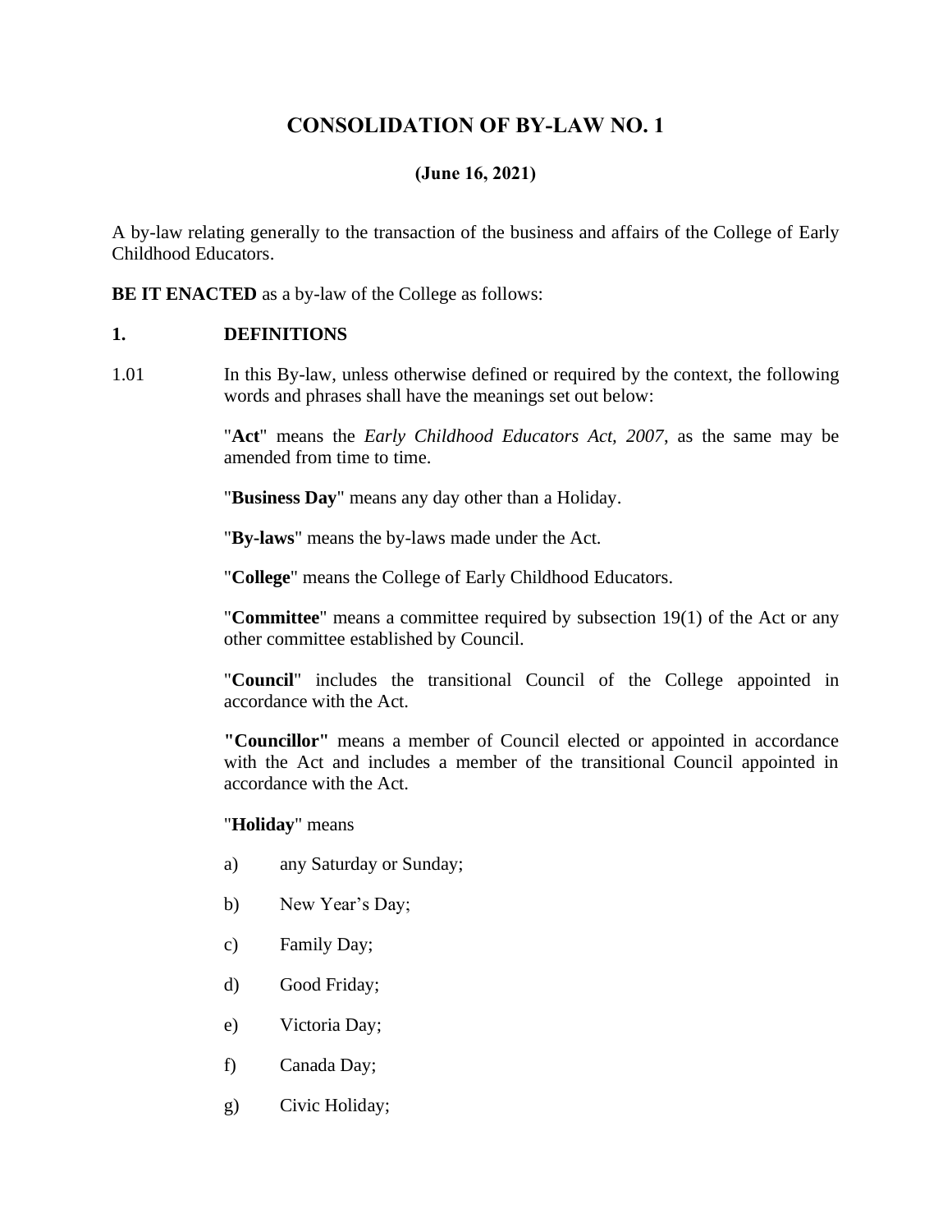# CONSOLIDATION OF BY-LAW NO. 1

**(June 16, 2021)**

A by-law relating generally to the transaction of the business and affairs of the College of Early Childhood Educators.

**BE IT ENACTED** as a by-law of the College as follows:

## 1. DEFINITIONS

1.01 In this By-law, unless otherwise defined or required by the context, the following words and phrases shall have the meanings set out below:

"**Act**" means the *Early Childhood Educators Act, 2007*, as the same may be amended from time to time.

"**Business Day**" means any day other than a Holiday.

"**By-laws**" means the by-laws made under the Act.

"**College**" means the College of Early Childhood Educators.

"**Committee**" means a committee required by subsection 19(1) of the Act or any other committee established by Council.

"**Council**" includes the transitional Council of the College appointed in accordance with the Act.

**"Councillor"** means a member of Council elected or appointed in accordance with the Act and includes a member of the transitional Council appointed in accordance with the Act.

"**Holiday**" means

a) any Saturday or Sunday;

b) New Year's Day;

c) Family Day;

d) Good Friday;

e) Victoria Day;

f) Canada Day;

g) Civic Holiday;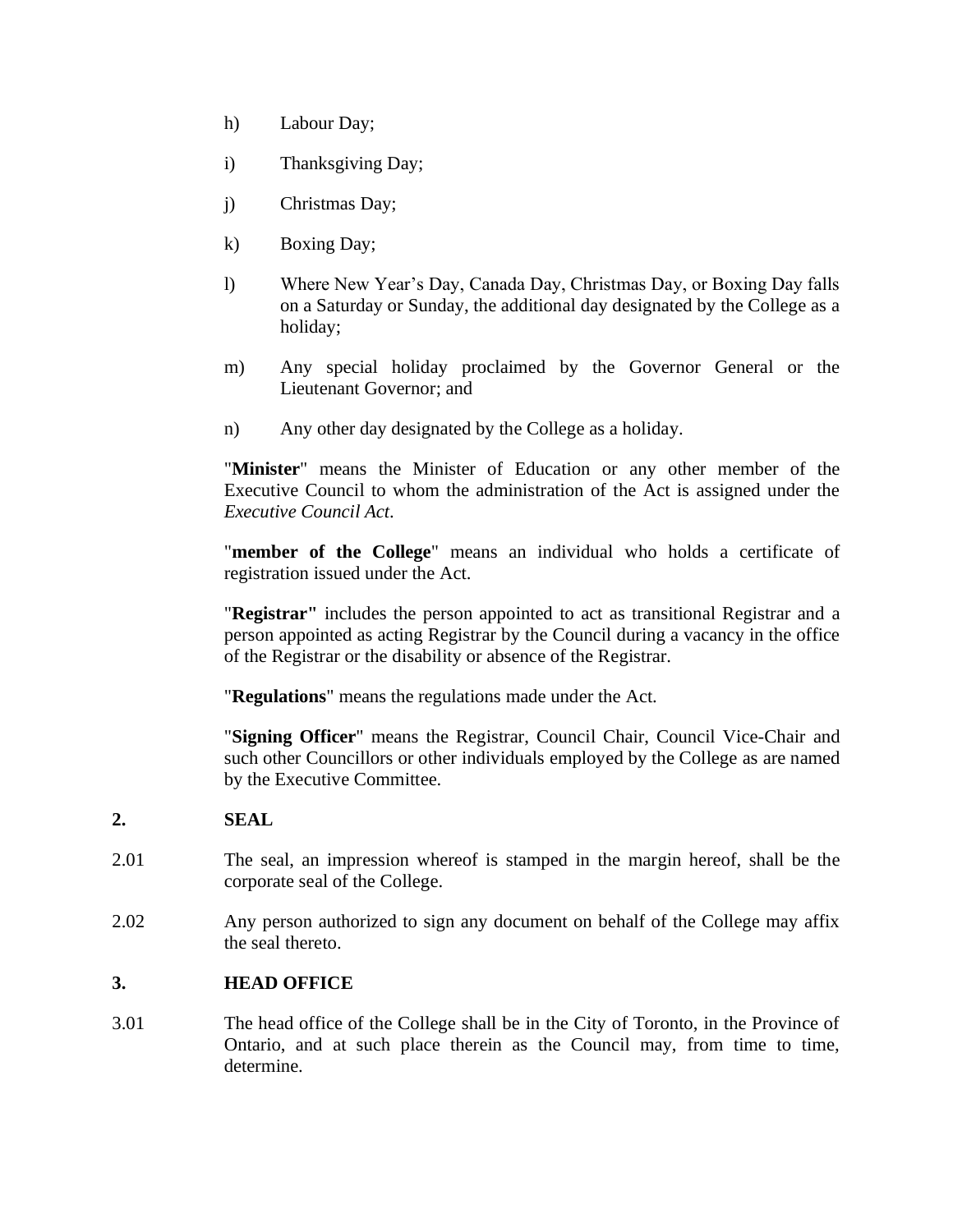h) Labour Day;

i) Thanksgiving Day;

j) Christmas Day;

k) Boxing Day;

l) Where New Year's Day, Canada Day, Christmas Day, or Boxing Day falls on a Saturday or Sunday, the additional day designated by the College as a holiday;

m) Any special holiday proclaimed by the Governor General or the Lieutenant Governor; and

n) Any other day designated by the College as a holiday.

"**Minister**" means the Minister of Education or any other member of the Executive Council to whom the administration of the Act is assigned under the *Executive Council Act*.

"**member of the College**" means an individual who holds a certificate of registration issued under the Act.

"**Registrar"** includes the person appointed to act as transitional Registrar and a person appointed as acting Registrar by the Council during a vacancy in the office of the Registrar or the disability or absence of the Registrar.

"**Regulations**" means the regulations made under the Act.

"**Signing Officer**" means the Registrar, Council Chair, Council Vice-Chair and such other Councillors or other individuals employed by the College as are named by the Executive Committee.

## 2. SEAL

2.01 The seal, an impression whereof is stamped in the margin hereof, shall be the corporate seal of the College.

2.02 Any person authorized to sign any document on behalf of the College may affix the seal thereto.

## 3. HEAD OFFICE

3.01 The head office of the College shall be in the City of Toronto, in the Province of Ontario, and at such place therein as the Council may, from time to time, determine.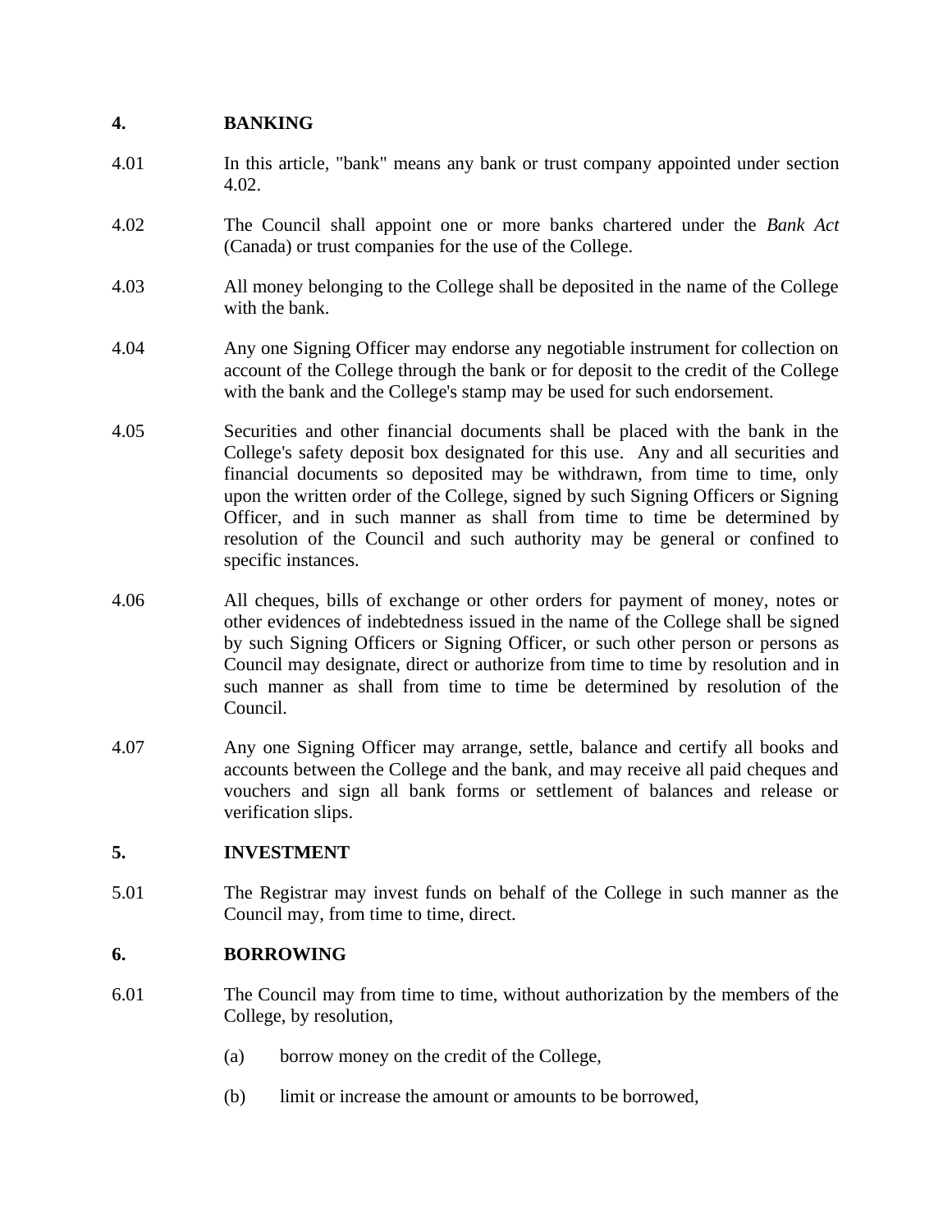## 4. BANKING

4.01 In this article, "bank" means any bank or trust company appointed under section 4.02.

4.02 The Council shall appoint one or more banks chartered under the *Bank Act* (Canada) or trust companies for the use of the College.

4.03 All money belonging to the College shall be deposited in the name of the College with the bank.

4.04 Any one Signing Officer may endorse any negotiable instrument for collection on account of the College through the bank or for deposit to the credit of the College with the bank and the College's stamp may be used for such endorsement.

4.05 Securities and other financial documents shall be placed with the bank in the College's safety deposit box designated for this use. Any and all securities and financial documents so deposited may be withdrawn, from time to time, only upon the written order of the College, signed by such Signing Officers or Signing Officer, and in such manner as shall from time to time be determined by resolution of the Council and such authority may be general or confined to specific instances.

4.06 All cheques, bills of exchange or other orders for payment of money, notes or other evidences of indebtedness issued in the name of the College shall be signed by such Signing Officers or Signing Officer, or such other person or persons as Council may designate, direct or authorize from time to time by resolution and in such manner as shall from time to time be determined by resolution of the Council.

4.07 Any one Signing Officer may arrange, settle, balance and certify all books and accounts between the College and the bank, and may receive all paid cheques and vouchers and sign all bank forms or settlement of balances and release or verification slips.

## 5. INVESTMENT

5.01 The Registrar may invest funds on behalf of the College in such manner as the Council may, from time to time, direct.

## 6. BORROWING

6.01 The Council may from time to time, without authorization by the members of the College, by resolution,

(a) borrow money on the credit of the College,

(b) limit or increase the amount or amounts to be borrowed,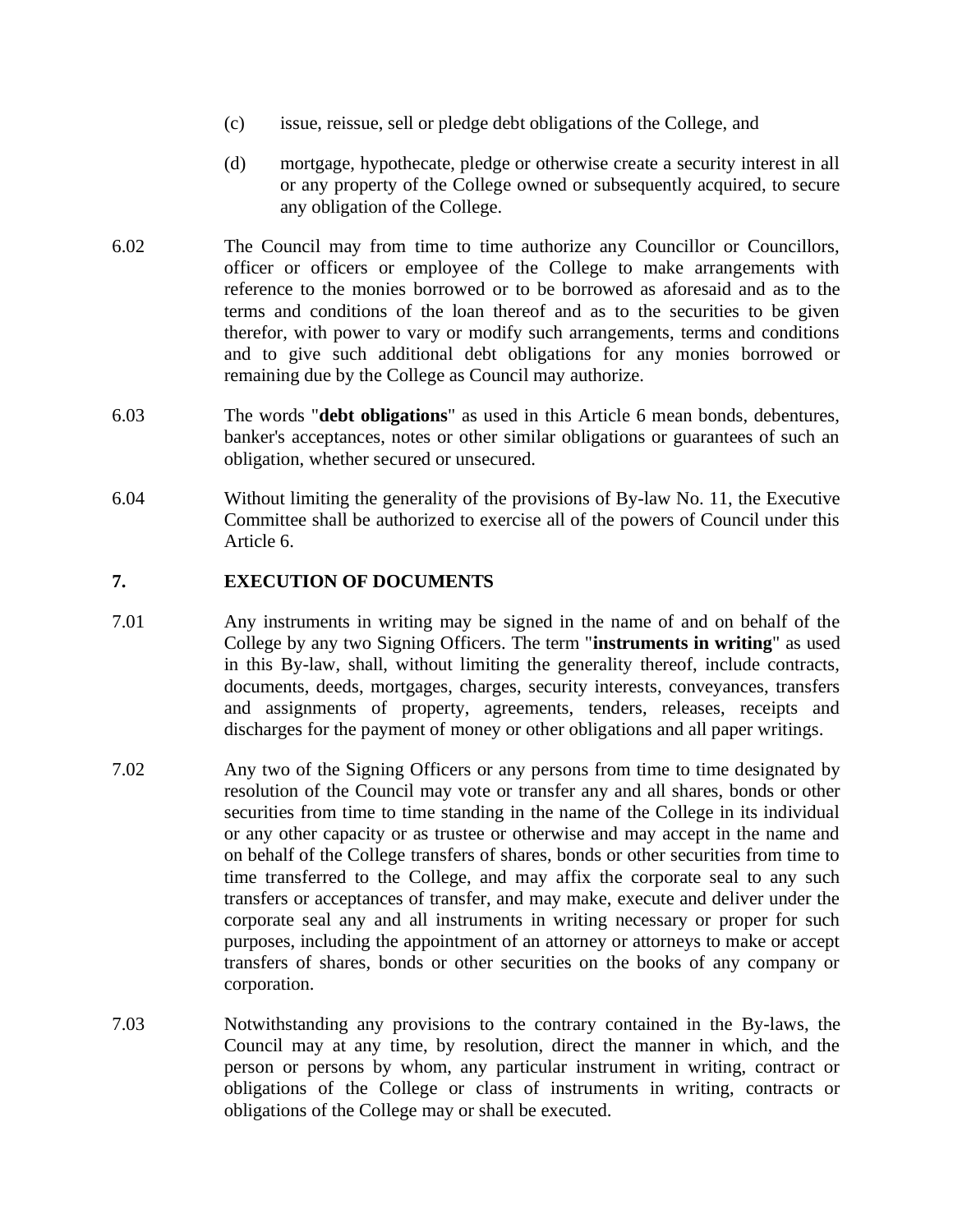(c) issue, reissue, sell or pledge debt obligations of the College, and

(d) mortgage, hypothecate, pledge or otherwise create a security interest in all or any property of the College owned or subsequently acquired, to secure any obligation of the College.

6.02 The Council may from time to time authorize any Councillor or Councillors, officer or officers or employee of the College to make arrangements with reference to the monies borrowed or to be borrowed as aforesaid and as to the terms and conditions of the loan thereof and as to the securities to be given therefor, with power to vary or modify such arrangements, terms and conditions and to give such additional debt obligations for any monies borrowed or remaining due by the College as Council may authorize.

6.03 The words "**debt obligations**" as used in this Article 6 mean bonds, debentures, banker's acceptances, notes or other similar obligations or guarantees of such an obligation, whether secured or unsecured.

6.04 Without limiting the generality of the provisions of By-law No. 11, the Executive Committee shall be authorized to exercise all of the powers of Council under this Article 6.

## 7. EXECUTION OF DOCUMENTS

7.01 Any instruments in writing may be signed in the name of and on behalf of the College by any two Signing Officers. The term "**instruments in writing**" as used in this By-law, shall, without limiting the generality thereof, include contracts, documents, deeds, mortgages, charges, security interests, conveyances, transfers and assignments of property, agreements, tenders, releases, receipts and discharges for the payment of money or other obligations and all paper writings.

7.02 Any two of the Signing Officers or any persons from time to time designated by resolution of the Council may vote or transfer any and all shares, bonds or other securities from time to time standing in the name of the College in its individual or any other capacity or as trustee or otherwise and may accept in the name and on behalf of the College transfers of shares, bonds or other securities from time to time transferred to the College, and may affix the corporate seal to any such transfers or acceptances of transfer, and may make, execute and deliver under the corporate seal any and all instruments in writing necessary or proper for such purposes, including the appointment of an attorney or attorneys to make or accept transfers of shares, bonds or other securities on the books of any company or corporation.

7.03 Notwithstanding any provisions to the contrary contained in the By-laws, the Council may at any time, by resolution, direct the manner in which, and the person or persons by whom, any particular instrument in writing, contract or obligations of the College or class of instruments in writing, contracts or obligations of the College may or shall be executed.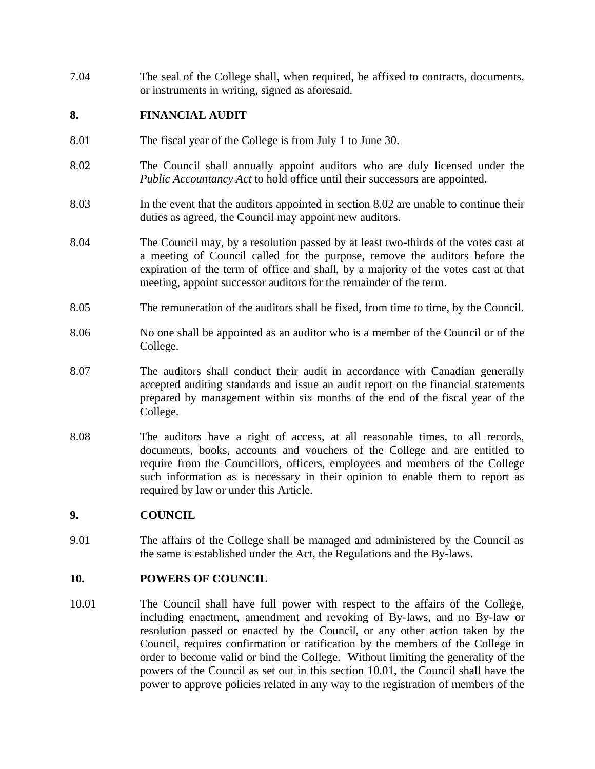7.04 The seal of the College shall, when required, be affixed to contracts, documents, or instruments in writing, signed as aforesaid.

## 8. FINANCIAL AUDIT

8.01 The fiscal year of the College is from July 1 to June 30.

8.02 The Council shall annually appoint auditors who are duly licensed under the *Public Accountancy Act* to hold office until their successors are appointed.

8.03 In the event that the auditors appointed in section 8.02 are unable to continue their duties as agreed, the Council may appoint new auditors.

8.04 The Council may, by a resolution passed by at least two-thirds of the votes cast at a meeting of Council called for the purpose, remove the auditors before the expiration of the term of office and shall, by a majority of the votes cast at that meeting, appoint successor auditors for the remainder of the term.

8.05 The remuneration of the auditors shall be fixed, from time to time, by the Council.

8.06 No one shall be appointed as an auditor who is a member of the Council or of the College.

8.07 The auditors shall conduct their audit in accordance with Canadian generally accepted auditing standards and issue an audit report on the financial statements prepared by management within six months of the end of the fiscal year of the College.

8.08 The auditors have a right of access, at all reasonable times, to all records, documents, books, accounts and vouchers of the College and are entitled to require from the Councillors, officers, employees and members of the College such information as is necessary in their opinion to enable them to report as required by law or under this Article.

## 9. COUNCIL

9.01 The affairs of the College shall be managed and administered by the Council as the same is established under the Act, the Regulations and the By-laws.

## 10. POWERS OF COUNCIL

10.01 The Council shall have full power with respect to the affairs of the College, including enactment, amendment and revoking of By-laws, and no By-law or resolution passed or enacted by the Council, or any other action taken by the Council, requires confirmation or ratification by the members of the College in order to become valid or bind the College. Without limiting the generality of the powers of the Council as set out in this section 10.01, the Council shall have the power to approve policies related in any way to the registration of members of the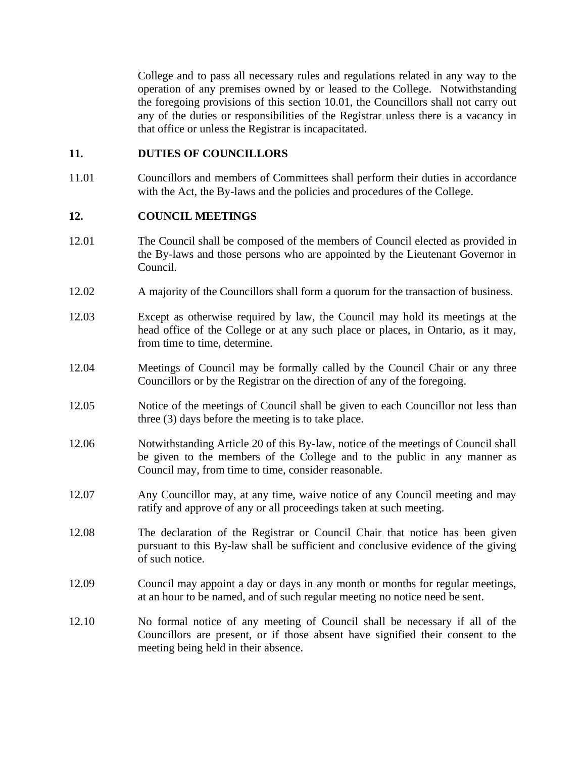College and to pass all necessary rules and regulations related in any way to the operation of any premises owned by or leased to the College. Notwithstanding the foregoing provisions of this section 10.01, the Councillors shall not carry out any of the duties or responsibilities of the Registrar unless there is a vacancy in that office or unless the Registrar is incapacitated.

## 11. DUTIES OF COUNCILLORS

11.01 Councillors and members of Committees shall perform their duties in accordance with the Act, the By-laws and the policies and procedures of the College.

## 12. COUNCIL MEETINGS

12.01 The Council shall be composed of the members of Council elected as provided in the By-laws and those persons who are appointed by the Lieutenant Governor in Council.

12.02 A majority of the Councillors shall form a quorum for the transaction of business.

12.03 Except as otherwise required by law, the Council may hold its meetings at the head office of the College or at any such place or places, in Ontario, as it may, from time to time, determine.

12.04 Meetings of Council may be formally called by the Council Chair or any three Councillors or by the Registrar on the direction of any of the foregoing.

12.05 Notice of the meetings of Council shall be given to each Councillor not less than three (3) days before the meeting is to take place.

12.06 Notwithstanding Article 20 of this By-law, notice of the meetings of Council shall be given to the members of the College and to the public in any manner as Council may, from time to time, consider reasonable.

12.07 Any Councillor may, at any time, waive notice of any Council meeting and may ratify and approve of any or all proceedings taken at such meeting.

12.08 The declaration of the Registrar or Council Chair that notice has been given pursuant to this By-law shall be sufficient and conclusive evidence of the giving of such notice.

12.09 Council may appoint a day or days in any month or months for regular meetings, at an hour to be named, and of such regular meeting no notice need be sent.

12.10 No formal notice of any meeting of Council shall be necessary if all of the Councillors are present, or if those absent have signified their consent to the meeting being held in their absence.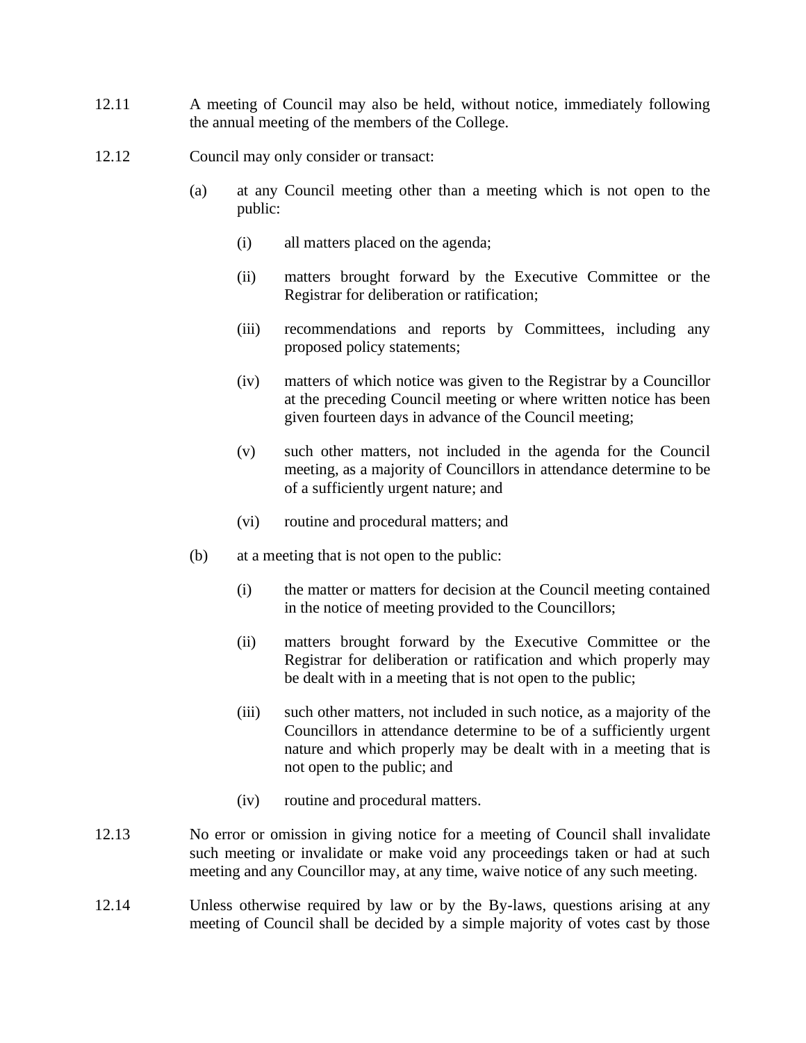12.11 A meeting of Council may also be held, without notice, immediately following the annual meeting of the members of the College.

12.12 Council may only consider or transact:

(a) at any Council meeting other than a meeting which is not open to the public:

(i) all matters placed on the agenda;

(ii) matters brought forward by the Executive Committee or the Registrar for deliberation or ratification;

(iii) recommendations and reports by Committees, including any proposed policy statements;

(iv) matters of which notice was given to the Registrar by a Councillor at the preceding Council meeting or where written notice has been given fourteen days in advance of the Council meeting;

(v) such other matters, not included in the agenda for the Council meeting, as a majority of Councillors in attendance determine to be of a sufficiently urgent nature; and

(vi) routine and procedural matters; and

(b) at a meeting that is not open to the public:

(i) the matter or matters for decision at the Council meeting contained in the notice of meeting provided to the Councillors;

(ii) matters brought forward by the Executive Committee or the Registrar for deliberation or ratification and which properly may be dealt with in a meeting that is not open to the public;

(iii) such other matters, not included in such notice, as a majority of the Councillors in attendance determine to be of a sufficiently urgent nature and which properly may be dealt with in a meeting that is not open to the public; and

(iv) routine and procedural matters.

12.13 No error or omission in giving notice for a meeting of Council shall invalidate such meeting or invalidate or make void any proceedings taken or had at such meeting and any Councillor may, at any time, waive notice of any such meeting.

12.14 Unless otherwise required by law or by the By-laws, questions arising at any meeting of Council shall be decided by a simple majority of votes cast by those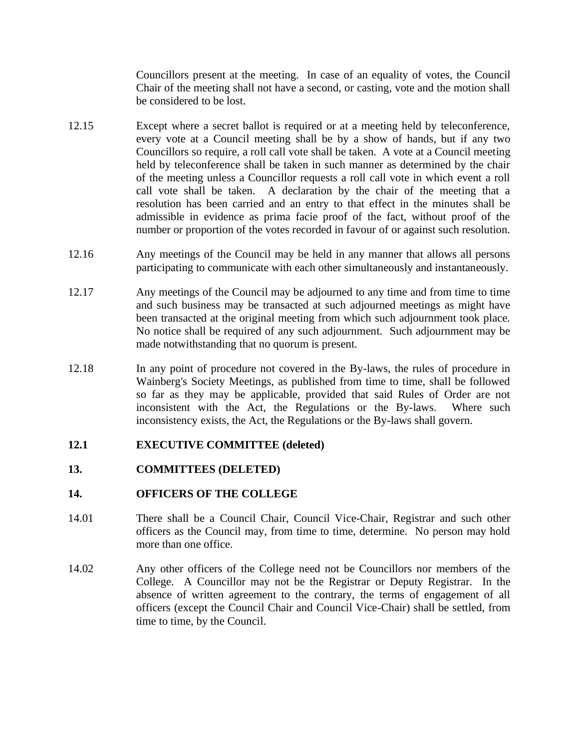Councillors present at the meeting. In case of an equality of votes, the Council Chair of the meeting shall not have a second, or casting, vote and the motion shall be considered to be lost.

12.15 Except where a secret ballot is required or at a meeting held by teleconference, every vote at a Council meeting shall be by a show of hands, but if any two Councillors so require, a roll call vote shall be taken. A vote at a Council meeting held by teleconference shall be taken in such manner as determined by the chair of the meeting unless a Councillor requests a roll call vote in which event a roll call vote shall be taken. A declaration by the chair of the meeting that a resolution has been carried and an entry to that effect in the minutes shall be admissible in evidence as prima facie proof of the fact, without proof of the number or proportion of the votes recorded in favour of or against such resolution.

12.16 Any meetings of the Council may be held in any manner that allows all persons participating to communicate with each other simultaneously and instantaneously.

12.17 Any meetings of the Council may be adjourned to any time and from time to time and such business may be transacted at such adjourned meetings as might have been transacted at the original meeting from which such adjournment took place. No notice shall be required of any such adjournment. Such adjournment may be made notwithstanding that no quorum is present.

12.18 In any point of procedure not covered in the By-laws, the rules of procedure in Wainberg's Society Meetings, as published from time to time, shall be followed so far as they may be applicable, provided that said Rules of Order are not inconsistent with the Act, the Regulations or the By-laws. Where such inconsistency exists, the Act, the Regulations or the By-laws shall govern.

**12.1 EXECUTIVE COMMITTEE (deleted)**

**13. COMMITTEES (DELETED)**

**14. OFFICERS OF THE COLLEGE**

14.01 There shall be a Council Chair, Council Vice-Chair, Registrar and such other officers as the Council may, from time to time, determine. No person may hold more than one office.

14.02 Any other officers of the College need not be Councillors nor members of the College. A Councillor may not be the Registrar or Deputy Registrar. In the absence of written agreement to the contrary, the terms of engagement of all officers (except the Council Chair and Council Vice-Chair) shall be settled, from time to time, by the Council.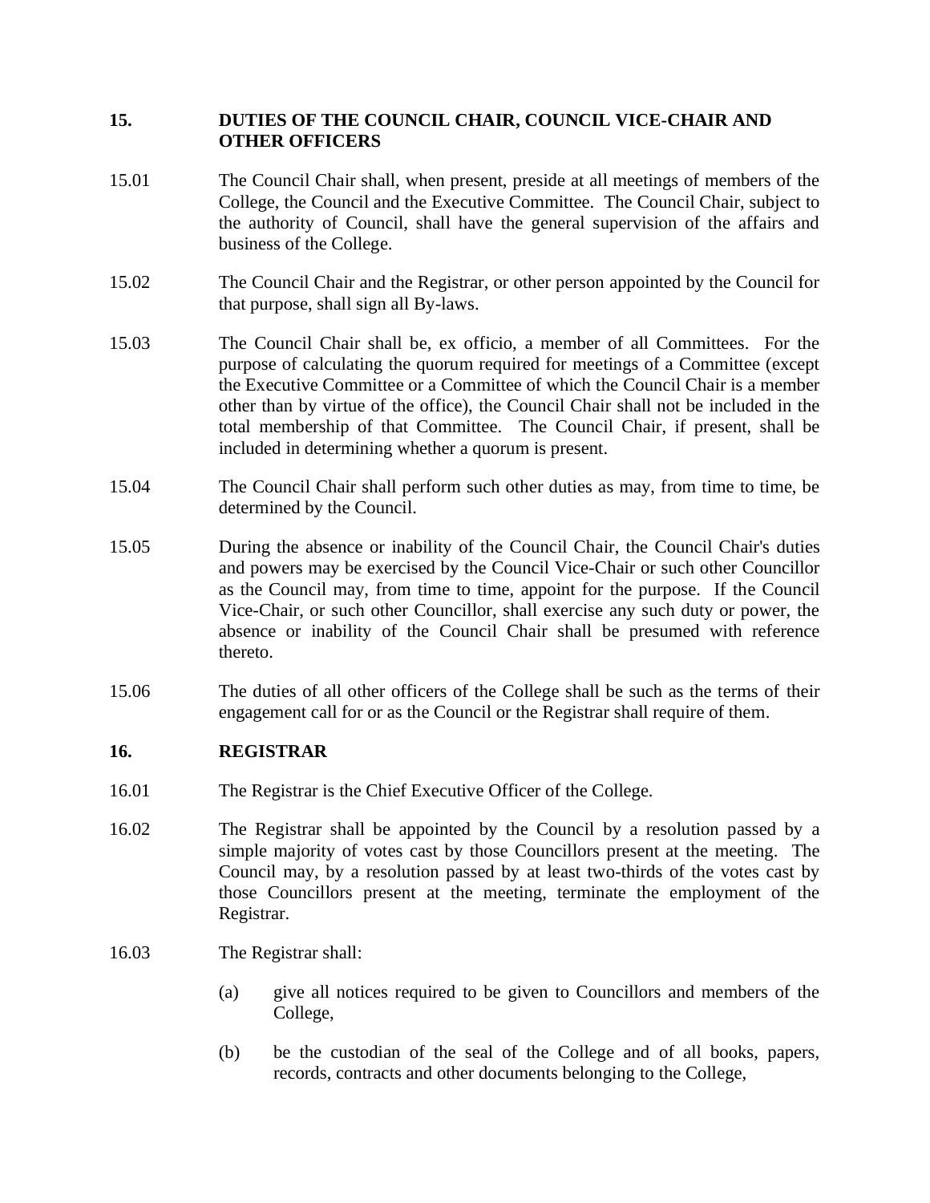## 15. DUTIES OF THE COUNCIL CHAIR, COUNCIL VICE-CHAIR AND OTHER OFFICERS

15.01 The Council Chair shall, when present, preside at all meetings of members of the College, the Council and the Executive Committee. The Council Chair, subject to the authority of Council, shall have the general supervision of the affairs and business of the College.

15.02 The Council Chair and the Registrar, or other person appointed by the Council for that purpose, shall sign all By-laws.

15.03 The Council Chair shall be, ex officio, a member of all Committees. For the purpose of calculating the quorum required for meetings of a Committee (except the Executive Committee or a Committee of which the Council Chair is a member other than by virtue of the office), the Council Chair shall not be included in the total membership of that Committee. The Council Chair, if present, shall be included in determining whether a quorum is present.

15.04 The Council Chair shall perform such other duties as may, from time to time, be determined by the Council.

15.05 During the absence or inability of the Council Chair, the Council Chair's duties and powers may be exercised by the Council Vice-Chair or such other Councillor as the Council may, from time to time, appoint for the purpose. If the Council Vice-Chair, or such other Councillor, shall exercise any such duty or power, the absence or inability of the Council Chair shall be presumed with reference thereto.

15.06 The duties of all other officers of the College shall be such as the terms of their engagement call for or as the Council or the Registrar shall require of them.

## 16. REGISTRAR

16.01 The Registrar is the Chief Executive Officer of the College.

16.02 The Registrar shall be appointed by the Council by a resolution passed by a simple majority of votes cast by those Councillors present at the meeting. The Council may, by a resolution passed by at least two-thirds of the votes cast by those Councillors present at the meeting, terminate the employment of the Registrar.

16.03 The Registrar shall:

(a) give all notices required to be given to Councillors and members of the College,

(b) be the custodian of the seal of the College and of all books, papers, records, contracts and other documents belonging to the College,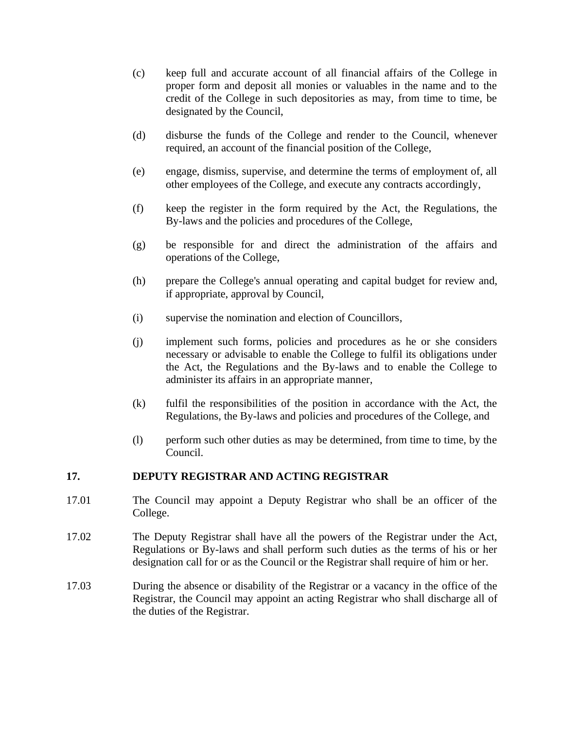(c) keep full and accurate account of all financial affairs of the College in proper form and deposit all monies or valuables in the name and to the credit of the College in such depositories as may, from time to time, be designated by the Council,

(d) disburse the funds of the College and render to the Council, whenever required, an account of the financial position of the College,

(e) engage, dismiss, supervise, and determine the terms of employment of, all other employees of the College, and execute any contracts accordingly,

(f) keep the register in the form required by the Act, the Regulations, the By-laws and the policies and procedures of the College,

(g) be responsible for and direct the administration of the affairs and operations of the College,

(h) prepare the College's annual operating and capital budget for review and, if appropriate, approval by Council,

(i) supervise the nomination and election of Councillors,

(j) implement such forms, policies and procedures as he or she considers necessary or advisable to enable the College to fulfil its obligations under the Act, the Regulations and the By-laws and to enable the College to administer its affairs in an appropriate manner,

(k) fulfil the responsibilities of the position in accordance with the Act, the Regulations, the By-laws and policies and procedures of the College, and

(l) perform such other duties as may be determined, from time to time, by the Council.

## 17. DEPUTY REGISTRAR AND ACTING REGISTRAR

17.01 The Council may appoint a Deputy Registrar who shall be an officer of the College.

17.02 The Deputy Registrar shall have all the powers of the Registrar under the Act, Regulations or By-laws and shall perform such duties as the terms of his or her designation call for or as the Council or the Registrar shall require of him or her.

17.03 During the absence or disability of the Registrar or a vacancy in the office of the Registrar, the Council may appoint an acting Registrar who shall discharge all of the duties of the Registrar.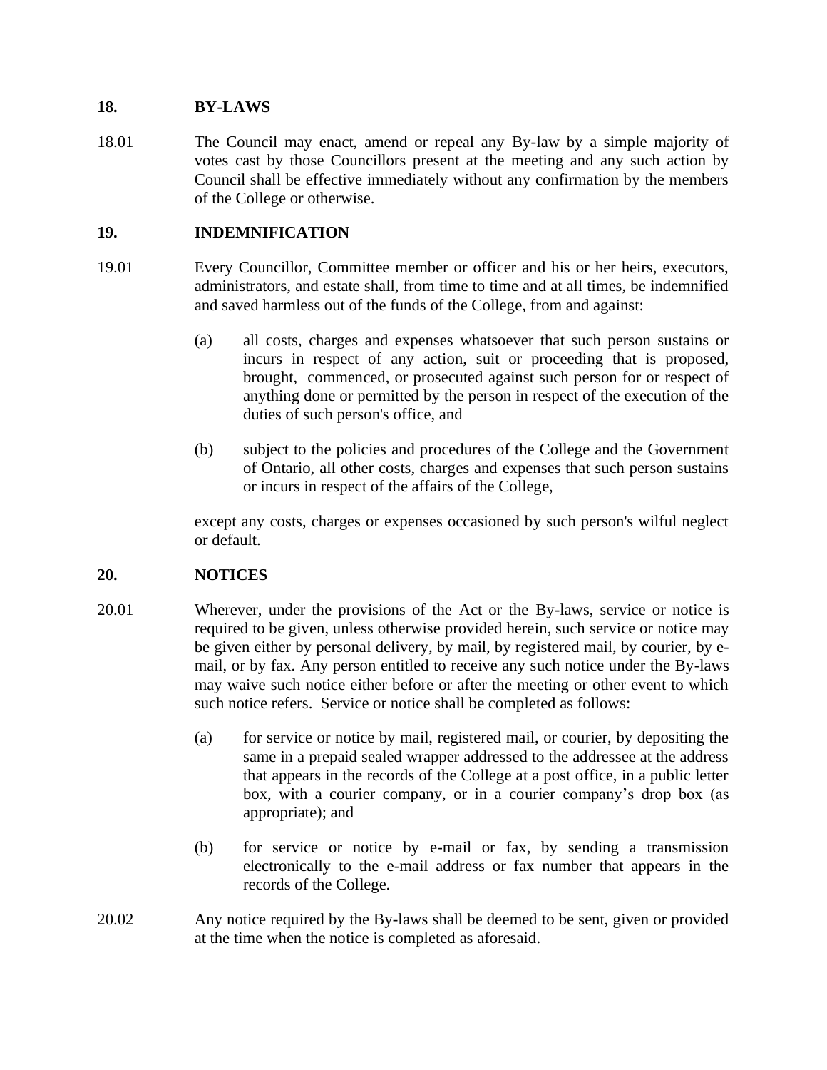## 18. BY-LAWS

18.01 The Council may enact, amend or repeal any By-law by a simple majority of votes cast by those Councillors present at the meeting and any such action by Council shall be effective immediately without any confirmation by the members of the College or otherwise.

## 19. INDEMNIFICATION

19.01 Every Councillor, Committee member or officer and his or her heirs, executors, administrators, and estate shall, from time to time and at all times, be indemnified and saved harmless out of the funds of the College, from and against:

(a) all costs, charges and expenses whatsoever that such person sustains or incurs in respect of any action, suit or proceeding that is proposed, brought, commenced, or prosecuted against such person for or respect of anything done or permitted by the person in respect of the execution of the duties of such person's office, and

(b) subject to the policies and procedures of the College and the Government of Ontario, all other costs, charges and expenses that such person sustains or incurs in respect of the affairs of the College,

except any costs, charges or expenses occasioned by such person's wilful neglect or default.

## 20. NOTICES

20.01 Wherever, under the provisions of the Act or the By-laws, service or notice is required to be given, unless otherwise provided herein, such service or notice may be given either by personal delivery, by mail, by registered mail, by courier, by e-mail, or by fax. Any person entitled to receive any such notice under the By-laws may waive such notice either before or after the meeting or other event to which such notice refers. Service or notice shall be completed as follows:

(a) for service or notice by mail, registered mail, or courier, by depositing the same in a prepaid sealed wrapper addressed to the addressee at the address that appears in the records of the College at a post office, in a public letter box, with a courier company, or in a courier company's drop box (as appropriate); and

(b) for service or notice by e-mail or fax, by sending a transmission electronically to the e-mail address or fax number that appears in the records of the College.

20.02 Any notice required by the By-laws shall be deemed to be sent, given or provided at the time when the notice is completed as aforesaid.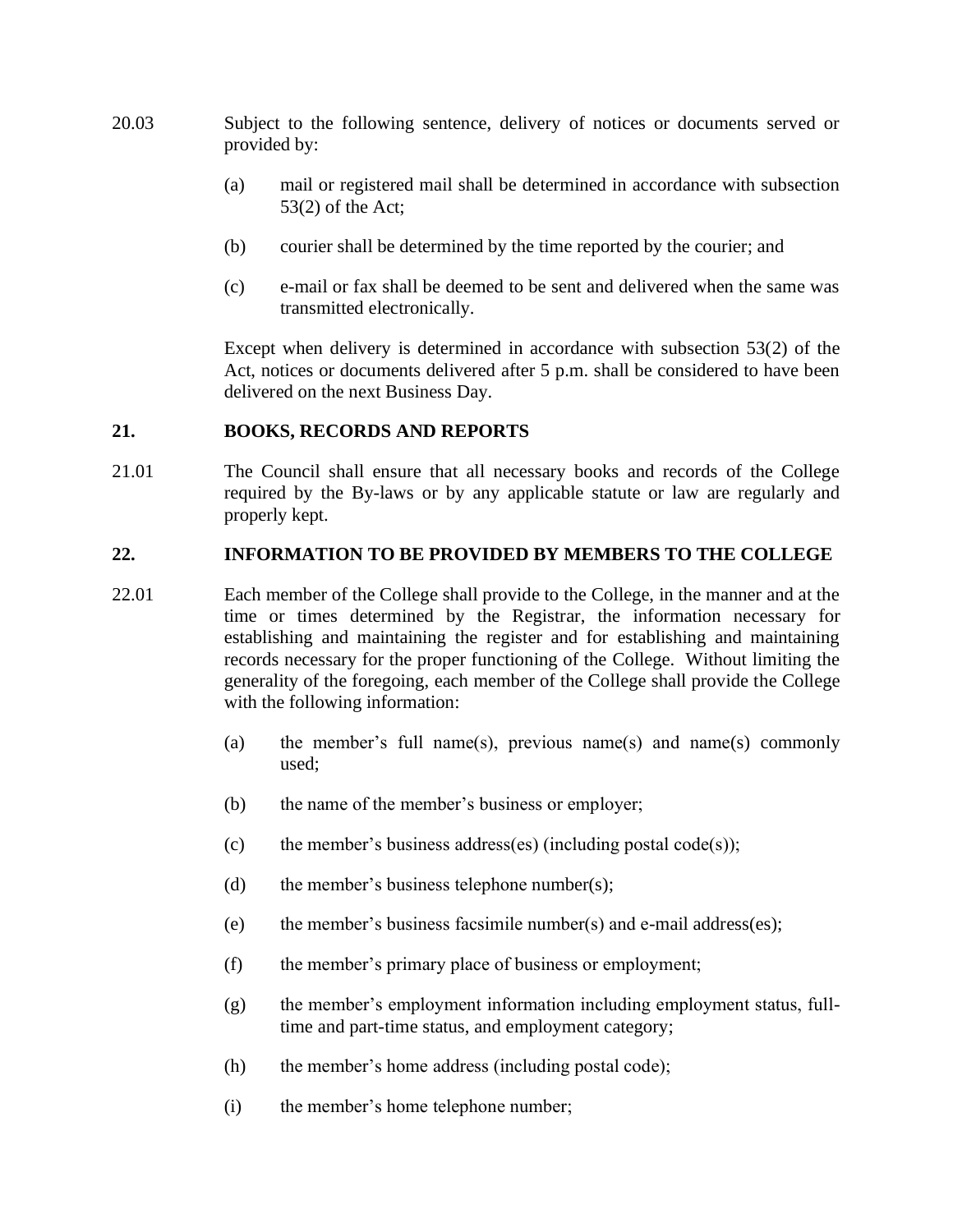20.03 Subject to the following sentence, delivery of notices or documents served or provided by:

(a) mail or registered mail shall be determined in accordance with subsection 53(2) of the Act;

(b) courier shall be determined by the time reported by the courier; and

(c) e-mail or fax shall be deemed to be sent and delivered when the same was transmitted electronically.

Except when delivery is determined in accordance with subsection 53(2) of the Act, notices or documents delivered after 5 p.m. shall be considered to have been delivered on the next Business Day.

## 21. BOOKS, RECORDS AND REPORTS

21.01 The Council shall ensure that all necessary books and records of the College required by the By-laws or by any applicable statute or law are regularly and properly kept.

## 22. INFORMATION TO BE PROVIDED BY MEMBERS TO THE COLLEGE

22.01 Each member of the College shall provide to the College, in the manner and at the time or times determined by the Registrar, the information necessary for establishing and maintaining the register and for establishing and maintaining records necessary for the proper functioning of the College. Without limiting the generality of the foregoing, each member of the College shall provide the College with the following information:

(a) the member's full name(s), previous name(s) and name(s) commonly used;

(b) the name of the member's business or employer;

(c) the member's business address(es) (including postal code(s));

(d) the member's business telephone number(s);

(e) the member's business facsimile number(s) and e-mail address(es);

(f) the member's primary place of business or employment;

(g) the member's employment information including employment status, full-time and part-time status, and employment category;

(h) the member's home address (including postal code);

(i) the member's home telephone number;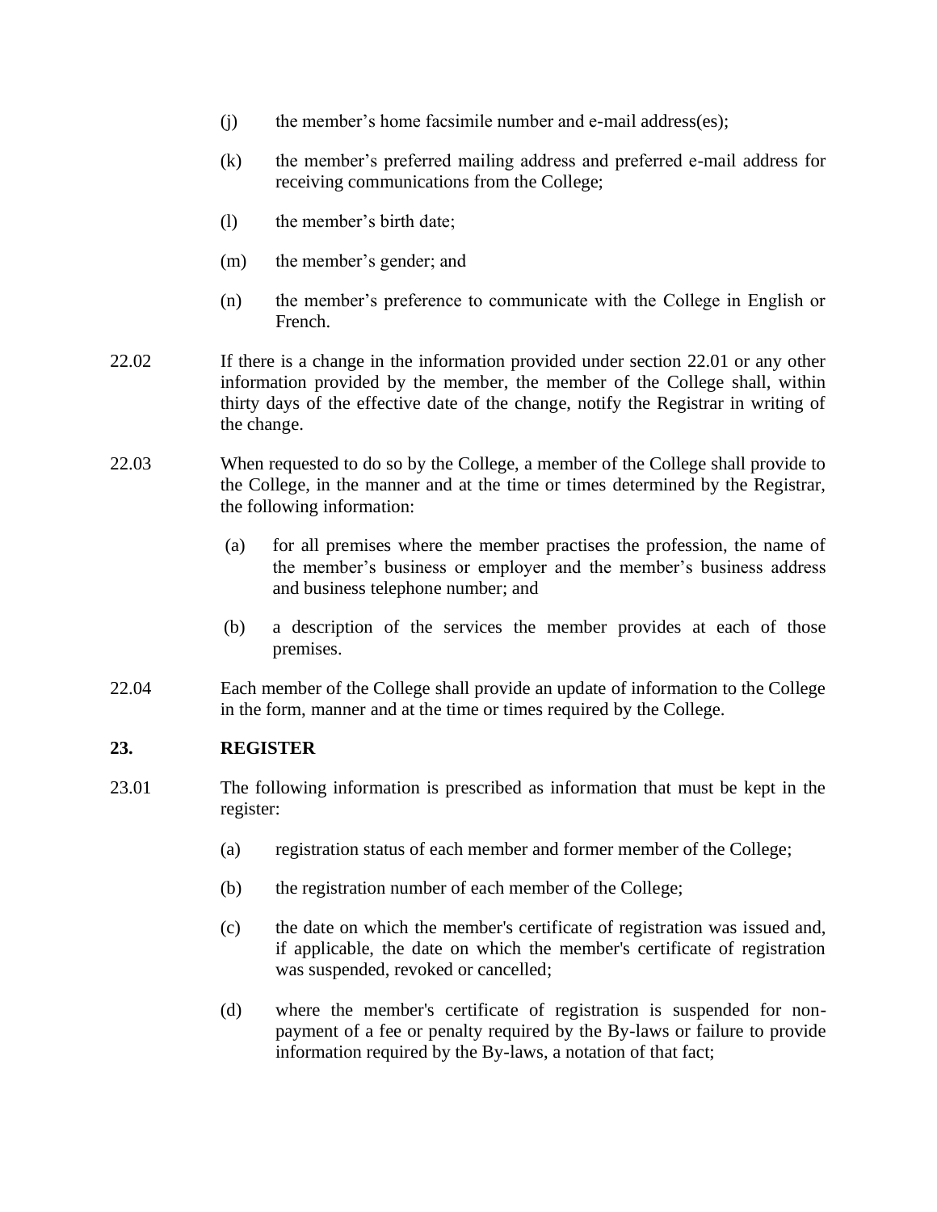(j) the member's home facsimile number and e-mail address(es);

(k) the member's preferred mailing address and preferred e-mail address for receiving communications from the College;

(l) the member's birth date;

(m) the member's gender; and

(n) the member's preference to communicate with the College in English or French.

22.02 If there is a change in the information provided under section 22.01 or any other information provided by the member, the member of the College shall, within thirty days of the effective date of the change, notify the Registrar in writing of the change.

22.03 When requested to do so by the College, a member of the College shall provide to the College, in the manner and at the time or times determined by the Registrar, the following information:

(a) for all premises where the member practises the profession, the name of the member's business or employer and the member's business address and business telephone number; and

(b) a description of the services the member provides at each of those premises.

22.04 Each member of the College shall provide an update of information to the College in the form, manner and at the time or times required by the College.

## 23. REGISTER

23.01 The following information is prescribed as information that must be kept in the register:

(a) registration status of each member and former member of the College;

(b) the registration number of each member of the College;

(c) the date on which the member's certificate of registration was issued and, if applicable, the date on which the member's certificate of registration was suspended, revoked or cancelled;

(d) where the member's certificate of registration is suspended for non-payment of a fee or penalty required by the By-laws or failure to provide information required by the By-laws, a notation of that fact;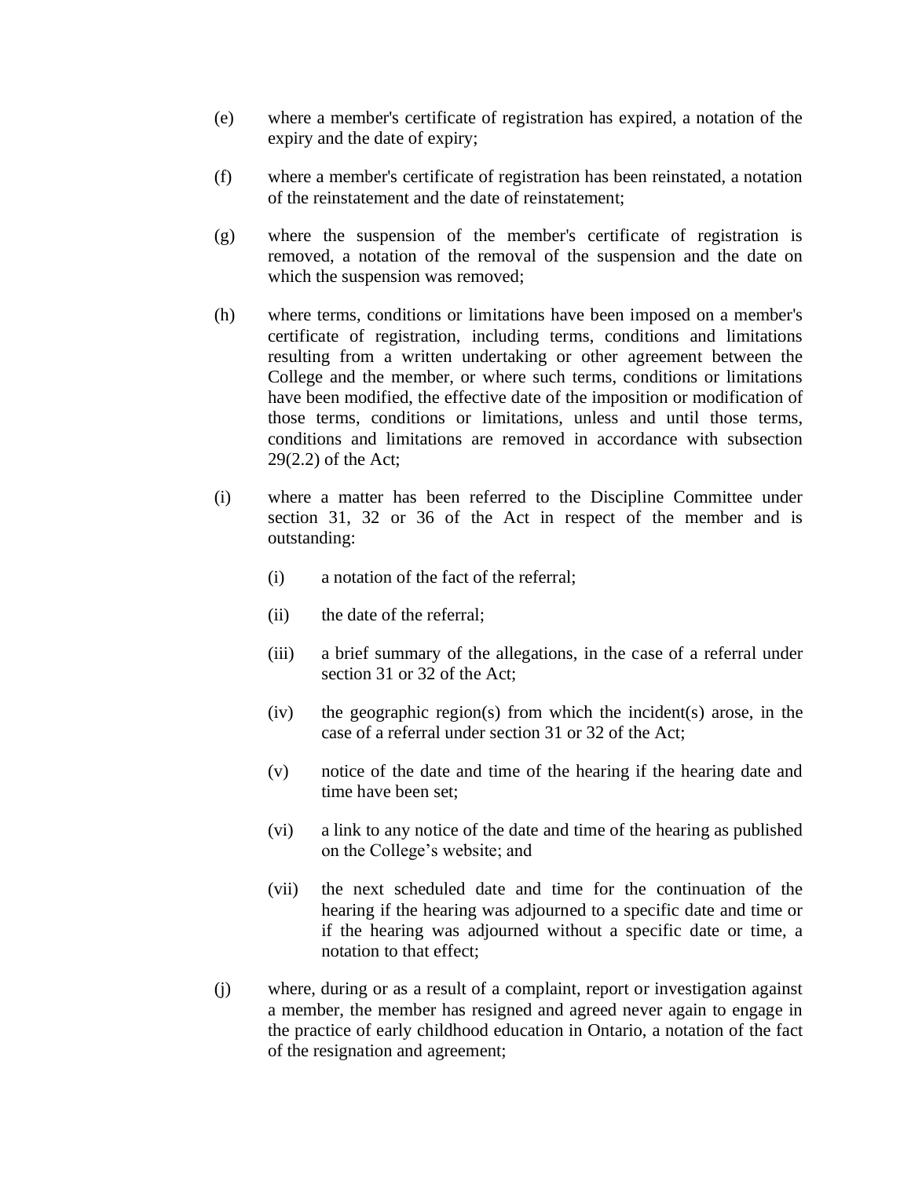(e) where a member's certificate of registration has expired, a notation of the expiry and the date of expiry;

(f) where a member's certificate of registration has been reinstated, a notation of the reinstatement and the date of reinstatement;

(g) where the suspension of the member's certificate of registration is removed, a notation of the removal of the suspension and the date on which the suspension was removed;

(h) where terms, conditions or limitations have been imposed on a member's certificate of registration, including terms, conditions and limitations resulting from a written undertaking or other agreement between the College and the member, or where such terms, conditions or limitations have been modified, the effective date of the imposition or modification of those terms, conditions or limitations, unless and until those terms, conditions and limitations are removed in accordance with subsection 29(2.2) of the Act;

(i) where a matter has been referred to the Discipline Committee under section 31, 32 or 36 of the Act in respect of the member and is outstanding:

  (i) a notation of the fact of the referral;

  (ii) the date of the referral;

  (iii) a brief summary of the allegations, in the case of a referral under section 31 or 32 of the Act;

  (iv) the geographic region(s) from which the incident(s) arose, in the case of a referral under section 31 or 32 of the Act;

  (v) notice of the date and time of the hearing if the hearing date and time have been set;

  (vi) a link to any notice of the date and time of the hearing as published on the College's website; and

  (vii) the next scheduled date and time for the continuation of the hearing if the hearing was adjourned to a specific date and time or if the hearing was adjourned without a specific date or time, a notation to that effect;

(j) where, during or as a result of a complaint, report or investigation against a member, the member has resigned and agreed never again to engage in the practice of early childhood education in Ontario, a notation of the fact of the resignation and agreement;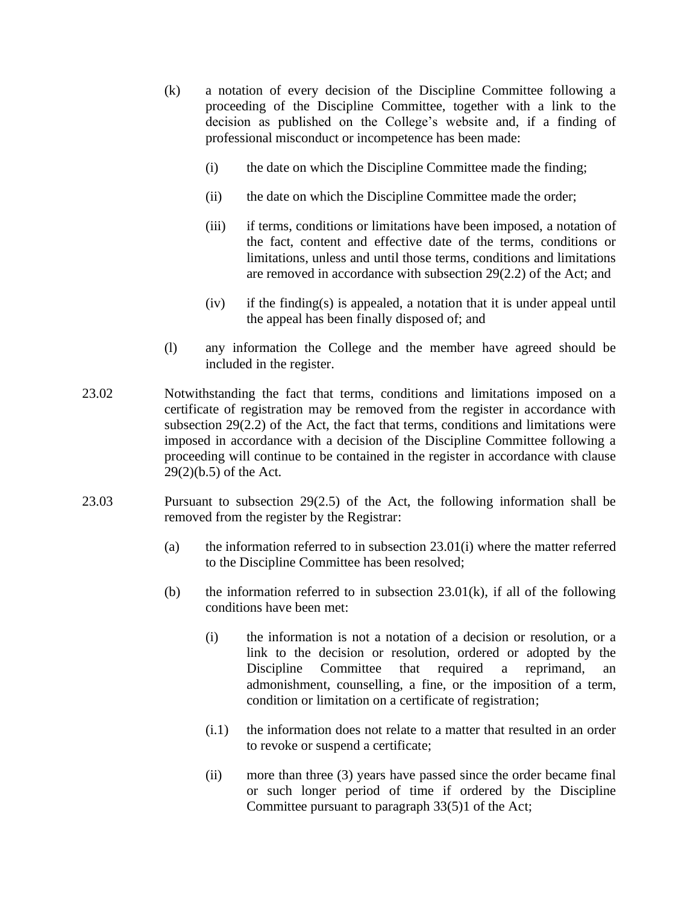(k) a notation of every decision of the Discipline Committee following a proceeding of the Discipline Committee, together with a link to the decision as published on the College's website and, if a finding of professional misconduct or incompetence has been made:

   (i) the date on which the Discipline Committee made the finding;

   (ii) the date on which the Discipline Committee made the order;

   (iii) if terms, conditions or limitations have been imposed, a notation of the fact, content and effective date of the terms, conditions or limitations, unless and until those terms, conditions and limitations are removed in accordance with subsection 29(2.2) of the Act; and

   (iv) if the finding(s) is appealed, a notation that it is under appeal until the appeal has been finally disposed of; and

(l) any information the College and the member have agreed should be included in the register.

23.02 Notwithstanding the fact that terms, conditions and limitations imposed on a certificate of registration may be removed from the register in accordance with subsection 29(2.2) of the Act, the fact that terms, conditions and limitations were imposed in accordance with a decision of the Discipline Committee following a proceeding will continue to be contained in the register in accordance with clause 29(2)(b.5) of the Act.

23.03 Pursuant to subsection 29(2.5) of the Act, the following information shall be removed from the register by the Registrar:

(a) the information referred to in subsection 23.01(i) where the matter referred to the Discipline Committee has been resolved;

(b) the information referred to in subsection 23.01(k), if all of the following conditions have been met:

   (i) the information is not a notation of a decision or resolution, or a link to the decision or resolution, ordered or adopted by the Discipline Committee that required a reprimand, an admonishment, counselling, a fine, or the imposition of a term, condition or limitation on a certificate of registration;

   (i.1) the information does not relate to a matter that resulted in an order to revoke or suspend a certificate;

   (ii) more than three (3) years have passed since the order became final or such longer period of time if ordered by the Discipline Committee pursuant to paragraph 33(5)1 of the Act;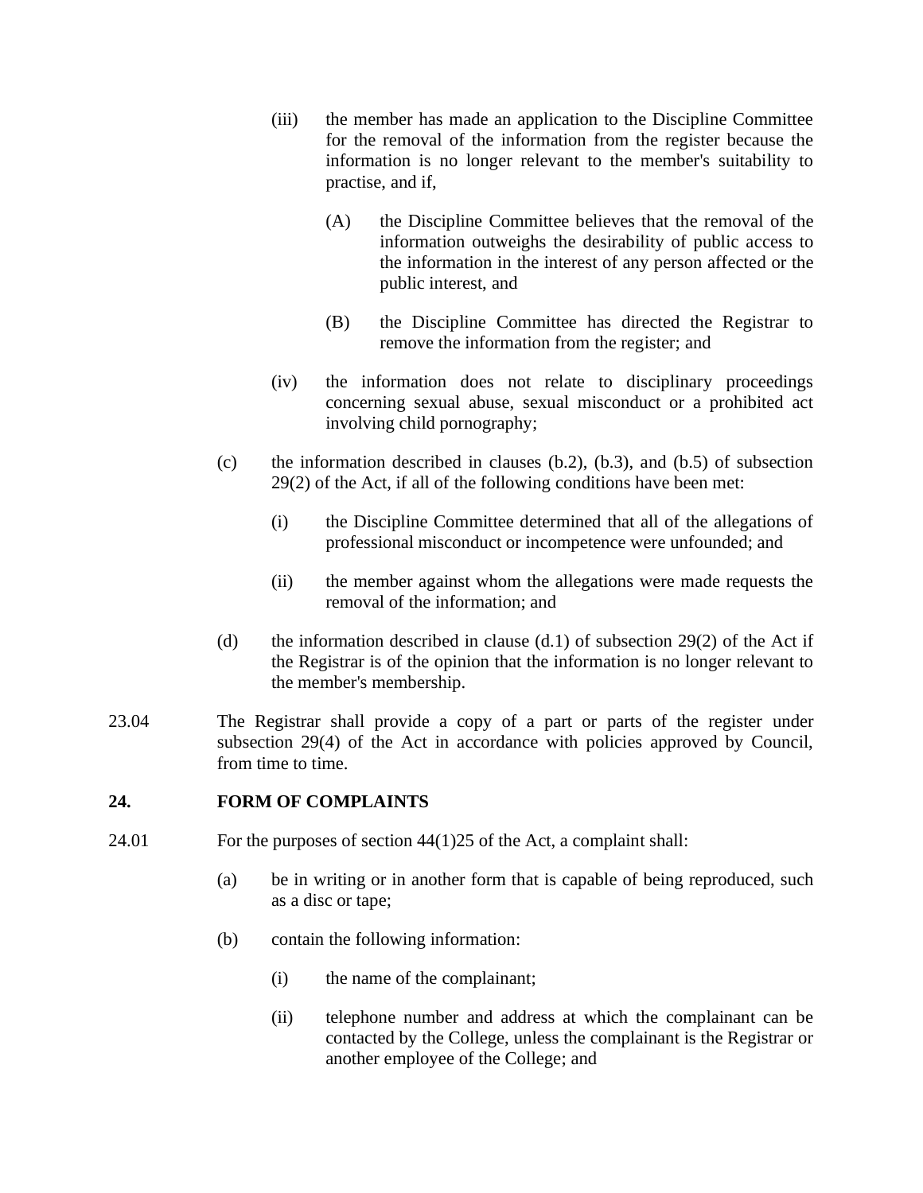(iii) the member has made an application to the Discipline Committee for the removal of the information from the register because the information is no longer relevant to the member's suitability to practise, and if,

(A) the Discipline Committee believes that the removal of the information outweighs the desirability of public access to the information in the interest of any person affected or the public interest, and

(B) the Discipline Committee has directed the Registrar to remove the information from the register; and

(iv) the information does not relate to disciplinary proceedings concerning sexual abuse, sexual misconduct or a prohibited act involving child pornography;

(c) the information described in clauses (b.2), (b.3), and (b.5) of subsection 29(2) of the Act, if all of the following conditions have been met:

(i) the Discipline Committee determined that all of the allegations of professional misconduct or incompetence were unfounded; and

(ii) the member against whom the allegations were made requests the removal of the information; and

(d) the information described in clause (d.1) of subsection 29(2) of the Act if the Registrar is of the opinion that the information is no longer relevant to the member's membership.

23.04 The Registrar shall provide a copy of a part or parts of the register under subsection 29(4) of the Act in accordance with policies approved by Council, from time to time.

## 24. FORM OF COMPLAINTS

24.01 For the purposes of section 44(1)25 of the Act, a complaint shall:

(a) be in writing or in another form that is capable of being reproduced, such as a disc or tape;

(b) contain the following information:

(i) the name of the complainant;

(ii) telephone number and address at which the complainant can be contacted by the College, unless the complainant is the Registrar or another employee of the College; and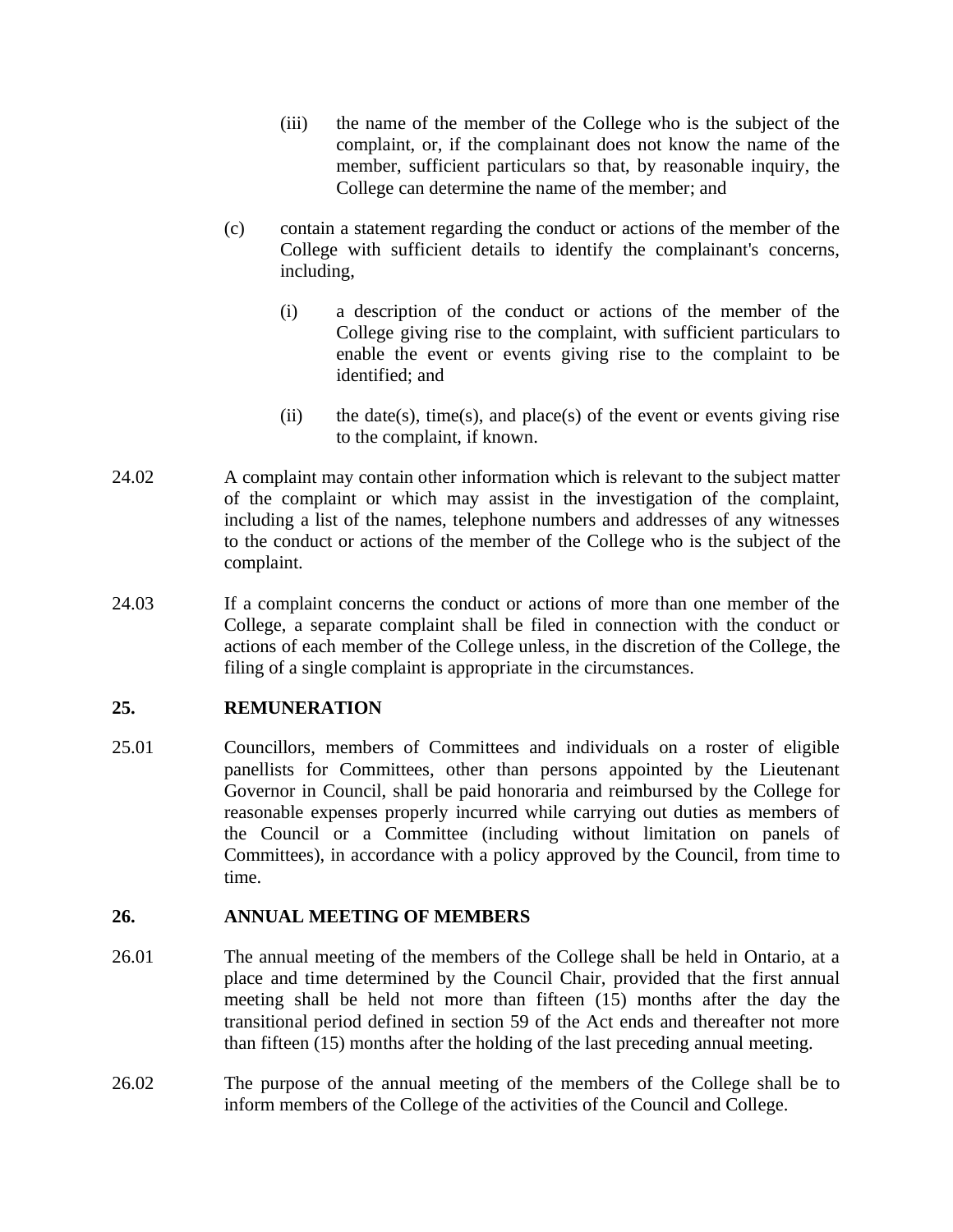(iii) the name of the member of the College who is the subject of the complaint, or, if the complainant does not know the name of the member, sufficient particulars so that, by reasonable inquiry, the College can determine the name of the member; and

(c) contain a statement regarding the conduct or actions of the member of the College with sufficient details to identify the complainant's concerns, including,

(i) a description of the conduct or actions of the member of the College giving rise to the complaint, with sufficient particulars to enable the event or events giving rise to the complaint to be identified; and

(ii) the date(s), time(s), and place(s) of the event or events giving rise to the complaint, if known.

24.02 A complaint may contain other information which is relevant to the subject matter of the complaint or which may assist in the investigation of the complaint, including a list of the names, telephone numbers and addresses of any witnesses to the conduct or actions of the member of the College who is the subject of the complaint.

24.03 If a complaint concerns the conduct or actions of more than one member of the College, a separate complaint shall be filed in connection with the conduct or actions of each member of the College unless, in the discretion of the College, the filing of a single complaint is appropriate in the circumstances.

## 25. REMUNERATION

25.01 Councillors, members of Committees and individuals on a roster of eligible panellists for Committees, other than persons appointed by the Lieutenant Governor in Council, shall be paid honoraria and reimbursed by the College for reasonable expenses properly incurred while carrying out duties as members of the Council or a Committee (including without limitation on panels of Committees), in accordance with a policy approved by the Council, from time to time.

## 26. ANNUAL MEETING OF MEMBERS

26.01 The annual meeting of the members of the College shall be held in Ontario, at a place and time determined by the Council Chair, provided that the first annual meeting shall be held not more than fifteen (15) months after the day the transitional period defined in section 59 of the Act ends and thereafter not more than fifteen (15) months after the holding of the last preceding annual meeting.

26.02 The purpose of the annual meeting of the members of the College shall be to inform members of the College of the activities of the Council and College.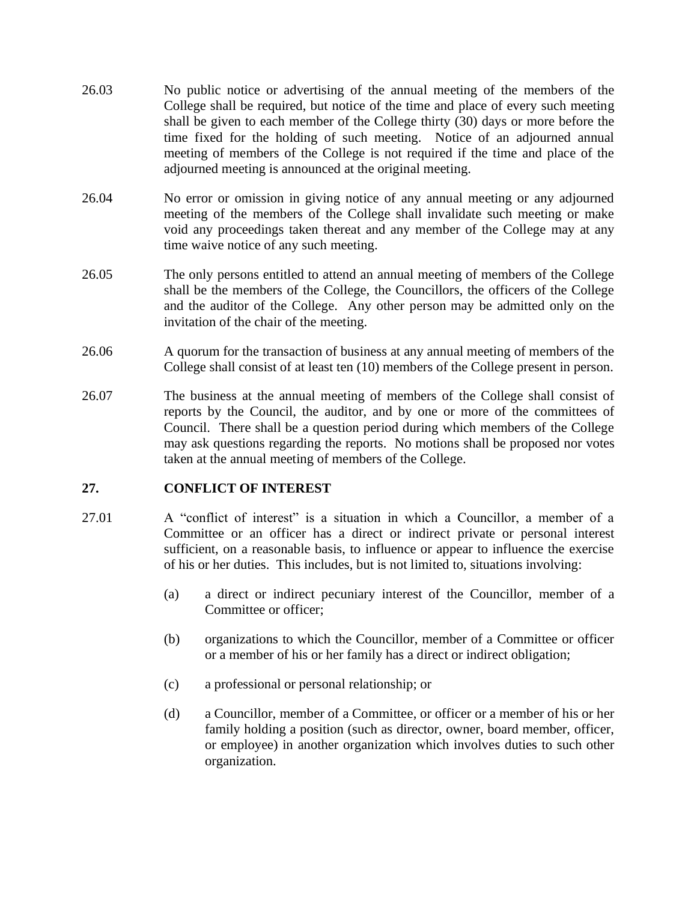26.03 No public notice or advertising of the annual meeting of the members of the College shall be required, but notice of the time and place of every such meeting shall be given to each member of the College thirty (30) days or more before the time fixed for the holding of such meeting. Notice of an adjourned annual meeting of members of the College is not required if the time and place of the adjourned meeting is announced at the original meeting.

26.04 No error or omission in giving notice of any annual meeting or any adjourned meeting of the members of the College shall invalidate such meeting or make void any proceedings taken thereat and any member of the College may at any time waive notice of any such meeting.

26.05 The only persons entitled to attend an annual meeting of members of the College shall be the members of the College, the Councillors, the officers of the College and the auditor of the College. Any other person may be admitted only on the invitation of the chair of the meeting.

26.06 A quorum for the transaction of business at any annual meeting of members of the College shall consist of at least ten (10) members of the College present in person.

26.07 The business at the annual meeting of members of the College shall consist of reports by the Council, the auditor, and by one or more of the committees of Council. There shall be a question period during which members of the College may ask questions regarding the reports. No motions shall be proposed nor votes taken at the annual meeting of members of the College.

## 27. CONFLICT OF INTEREST

27.01 A “conflict of interest” is a situation in which a Councillor, a member of a Committee or an officer has a direct or indirect private or personal interest sufficient, on a reasonable basis, to influence or appear to influence the exercise of his or her duties. This includes, but is not limited to, situations involving:

(a) a direct or indirect pecuniary interest of the Councillor, member of a Committee or officer;

(b) organizations to which the Councillor, member of a Committee or officer or a member of his or her family has a direct or indirect obligation;

(c) a professional or personal relationship; or

(d) a Councillor, member of a Committee, or officer or a member of his or her family holding a position (such as director, owner, board member, officer, or employee) in another organization which involves duties to such other organization.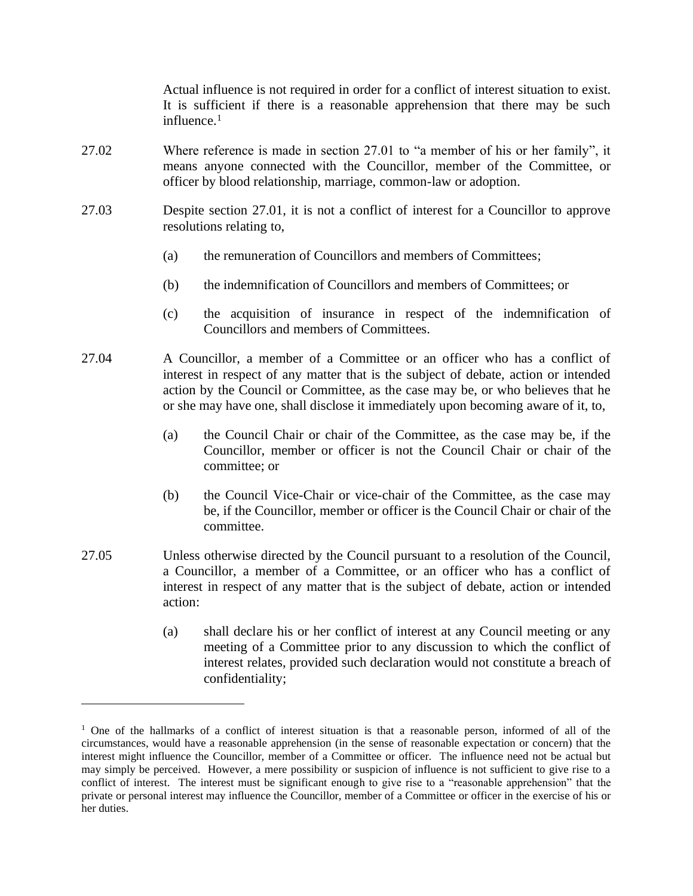Actual influence is not required in order for a conflict of interest situation to exist. It is sufficient if there is a reasonable apprehension that there may be such influence.[1]

27.02 Where reference is made in section 27.01 to "a member of his or her family", it means anyone connected with the Councillor, member of the Committee, or officer by blood relationship, marriage, common-law or adoption.

27.03 Despite section 27.01, it is not a conflict of interest for a Councillor to approve resolutions relating to,

(a) the remuneration of Councillors and members of Committees;

(b) the indemnification of Councillors and members of Committees; or

(c) the acquisition of insurance in respect of the indemnification of Councillors and members of Committees.

27.04 A Councillor, a member of a Committee or an officer who has a conflict of interest in respect of any matter that is the subject of debate, action or intended action by the Council or Committee, as the case may be, or who believes that he or she may have one, shall disclose it immediately upon becoming aware of it, to,

(a) the Council Chair or chair of the Committee, as the case may be, if the Councillor, member or officer is not the Council Chair or chair of the committee; or

(b) the Council Vice-Chair or vice-chair of the Committee, as the case may be, if the Councillor, member or officer is the Council Chair or chair of the committee.

27.05 Unless otherwise directed by the Council pursuant to a resolution of the Council, a Councillor, a member of a Committee, or an officer who has a conflict of interest in respect of any matter that is the subject of debate, action or intended action:

(a) shall declare his or her conflict of interest at any Council meeting or any meeting of a Committee prior to any discussion to which the conflict of interest relates, provided such declaration would not constitute a breach of confidentiality;

---

[1] One of the hallmarks of a conflict of interest situation is that a reasonable person, informed of all of the circumstances, would have a reasonable apprehension (in the sense of reasonable expectation or concern) that the interest might influence the Councillor, member of a Committee or officer. The influence need not be actual but may simply be perceived. However, a mere possibility or suspicion of influence is not sufficient to give rise to a conflict of interest. The interest must be significant enough to give rise to a "reasonable apprehension" that the private or personal interest may influence the Councillor, member of a Committee or officer in the exercise of his or her duties.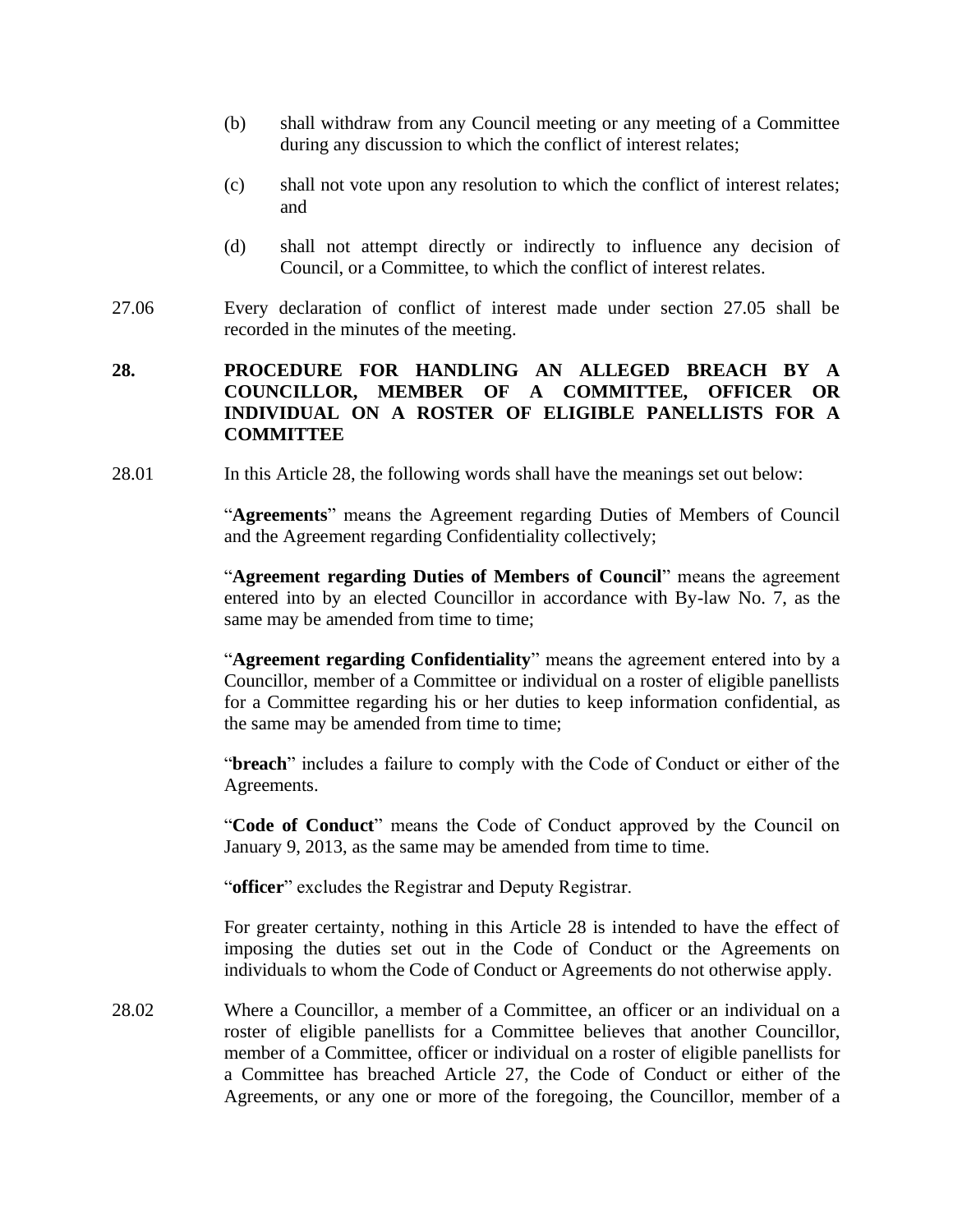(b) shall withdraw from any Council meeting or any meeting of a Committee during any discussion to which the conflict of interest relates;

(c) shall not vote upon any resolution to which the conflict of interest relates; and

(d) shall not attempt directly or indirectly to influence any decision of Council, or a Committee, to which the conflict of interest relates.

27.06 Every declaration of conflict of interest made under section 27.05 shall be recorded in the minutes of the meeting.

## 28. PROCEDURE FOR HANDLING AN ALLEGED BREACH BY A COUNCILLOR, MEMBER OF A COMMITTEE, OFFICER OR INDIVIDUAL ON A ROSTER OF ELIGIBLE PANELLISTS FOR A COMMITTEE

28.01 In this Article 28, the following words shall have the meanings set out below:

"**Agreements**" means the Agreement regarding Duties of Members of Council and the Agreement regarding Confidentiality collectively;

"**Agreement regarding Duties of Members of Council**" means the agreement entered into by an elected Councillor in accordance with By-law No. 7, as the same may be amended from time to time;

"**Agreement regarding Confidentiality**" means the agreement entered into by a Councillor, member of a Committee or individual on a roster of eligible panellists for a Committee regarding his or her duties to keep information confidential, as the same may be amended from time to time;

"**breach**" includes a failure to comply with the Code of Conduct or either of the Agreements.

"**Code of Conduct**" means the Code of Conduct approved by the Council on January 9, 2013, as the same may be amended from time to time.

"**officer**" excludes the Registrar and Deputy Registrar.

For greater certainty, nothing in this Article 28 is intended to have the effect of imposing the duties set out in the Code of Conduct or the Agreements on individuals to whom the Code of Conduct or Agreements do not otherwise apply.

28.02 Where a Councillor, a member of a Committee, an officer or an individual on a roster of eligible panellists for a Committee believes that another Councillor, member of a Committee, officer or individual on a roster of eligible panellists for a Committee has breached Article 27, the Code of Conduct or either of the Agreements, or any one or more of the foregoing, the Councillor, member of a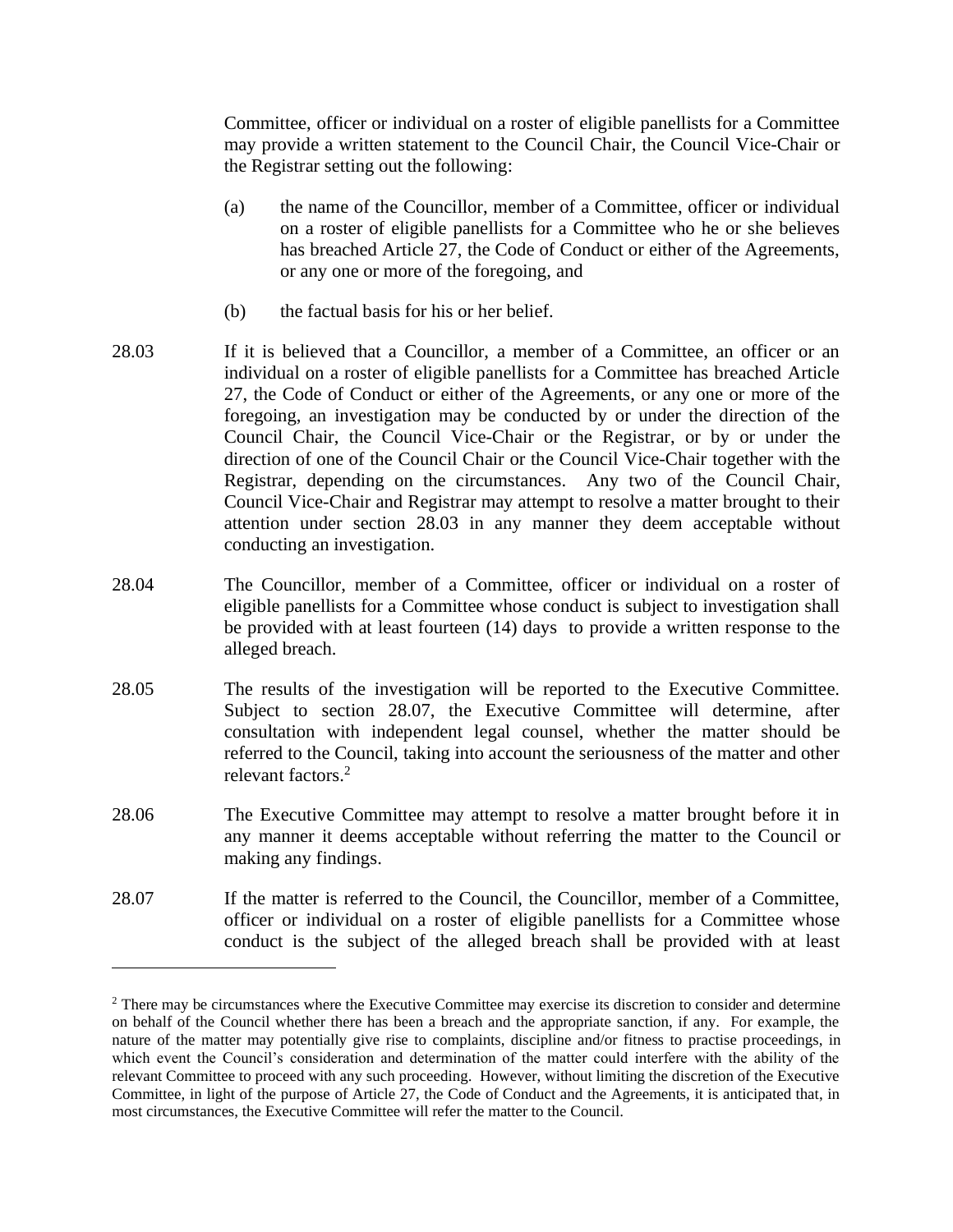Committee, officer or individual on a roster of eligible panellists for a Committee may provide a written statement to the Council Chair, the Council Vice-Chair or the Registrar setting out the following:

(a) the name of the Councillor, member of a Committee, officer or individual on a roster of eligible panellists for a Committee who he or she believes has breached Article 27, the Code of Conduct or either of the Agreements, or any one or more of the foregoing, and

(b) the factual basis for his or her belief.

28.03 If it is believed that a Councillor, a member of a Committee, an officer or an individual on a roster of eligible panellists for a Committee has breached Article 27, the Code of Conduct or either of the Agreements, or any one or more of the foregoing, an investigation may be conducted by or under the direction of the Council Chair, the Council Vice-Chair or the Registrar, or by or under the direction of one of the Council Chair or the Council Vice-Chair together with the Registrar, depending on the circumstances. Any two of the Council Chair, Council Vice-Chair and Registrar may attempt to resolve a matter brought to their attention under section 28.03 in any manner they deem acceptable without conducting an investigation.

28.04 The Councillor, member of a Committee, officer or individual on a roster of eligible panellists for a Committee whose conduct is subject to investigation shall be provided with at least fourteen (14) days to provide a written response to the alleged breach.

28.05 The results of the investigation will be reported to the Executive Committee. Subject to section 28.07, the Executive Committee will determine, after consultation with independent legal counsel, whether the matter should be referred to the Council, taking into account the seriousness of the matter and other relevant factors.[2]

28.06 The Executive Committee may attempt to resolve a matter brought before it in any manner it deems acceptable without referring the matter to the Council or making any findings.

28.07 If the matter is referred to the Council, the Councillor, member of a Committee, officer or individual on a roster of eligible panellists for a Committee whose conduct is the subject of the alleged breach shall be provided with at least

---

[2] There may be circumstances where the Executive Committee may exercise its discretion to consider and determine on behalf of the Council whether there has been a breach and the appropriate sanction, if any. For example, the nature of the matter may potentially give rise to complaints, discipline and/or fitness to practise proceedings, in which event the Council's consideration and determination of the matter could interfere with the ability of the relevant Committee to proceed with any such proceeding. However, without limiting the discretion of the Executive Committee, in light of the purpose of Article 27, the Code of Conduct and the Agreements, it is anticipated that, in most circumstances, the Executive Committee will refer the matter to the Council.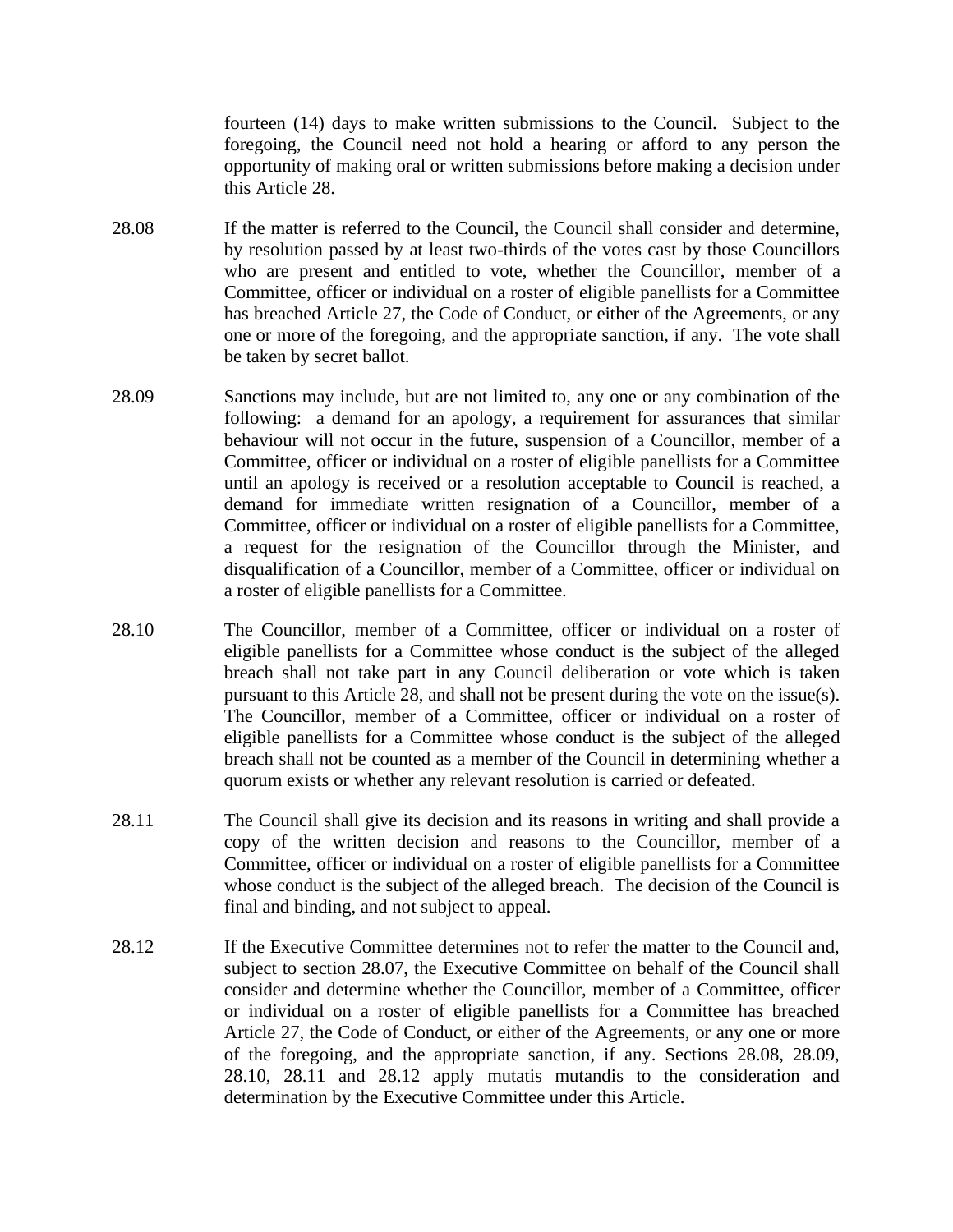fourteen (14) days to make written submissions to the Council. Subject to the foregoing, the Council need not hold a hearing or afford to any person the opportunity of making oral or written submissions before making a decision under this Article 28.

28.08 If the matter is referred to the Council, the Council shall consider and determine, by resolution passed by at least two-thirds of the votes cast by those Councillors who are present and entitled to vote, whether the Councillor, member of a Committee, officer or individual on a roster of eligible panellists for a Committee has breached Article 27, the Code of Conduct, or either of the Agreements, or any one or more of the foregoing, and the appropriate sanction, if any. The vote shall be taken by secret ballot.

28.09 Sanctions may include, but are not limited to, any one or any combination of the following: a demand for an apology, a requirement for assurances that similar behaviour will not occur in the future, suspension of a Councillor, member of a Committee, officer or individual on a roster of eligible panellists for a Committee until an apology is received or a resolution acceptable to Council is reached, a demand for immediate written resignation of a Councillor, member of a Committee, officer or individual on a roster of eligible panellists for a Committee, a request for the resignation of the Councillor through the Minister, and disqualification of a Councillor, member of a Committee, officer or individual on a roster of eligible panellists for a Committee.

28.10 The Councillor, member of a Committee, officer or individual on a roster of eligible panellists for a Committee whose conduct is the subject of the alleged breach shall not take part in any Council deliberation or vote which is taken pursuant to this Article 28, and shall not be present during the vote on the issue(s). The Councillor, member of a Committee, officer or individual on a roster of eligible panellists for a Committee whose conduct is the subject of the alleged breach shall not be counted as a member of the Council in determining whether a quorum exists or whether any relevant resolution is carried or defeated.

28.11 The Council shall give its decision and its reasons in writing and shall provide a copy of the written decision and reasons to the Councillor, member of a Committee, officer or individual on a roster of eligible panellists for a Committee whose conduct is the subject of the alleged breach. The decision of the Council is final and binding, and not subject to appeal.

28.12 If the Executive Committee determines not to refer the matter to the Council and, subject to section 28.07, the Executive Committee on behalf of the Council shall consider and determine whether the Councillor, member of a Committee, officer or individual on a roster of eligible panellists for a Committee has breached Article 27, the Code of Conduct, or either of the Agreements, or any one or more of the foregoing, and the appropriate sanction, if any. Sections 28.08, 28.09, 28.10, 28.11 and 28.12 apply mutatis mutandis to the consideration and determination by the Executive Committee under this Article.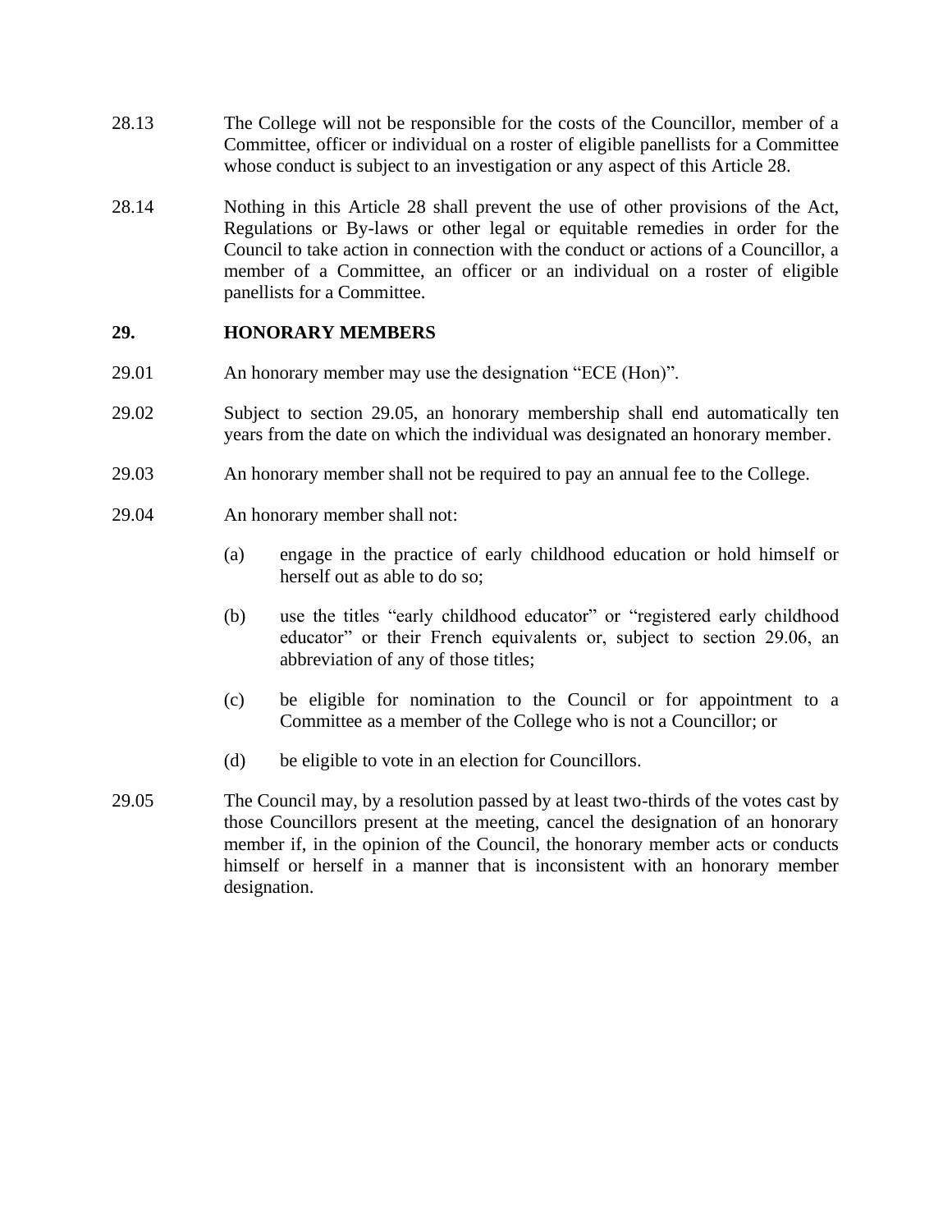28.13 The College will not be responsible for the costs of the Councillor, member of a Committee, officer or individual on a roster of eligible panellists for a Committee whose conduct is subject to an investigation or any aspect of this Article 28.

28.14 Nothing in this Article 28 shall prevent the use of other provisions of the Act, Regulations or By-laws or other legal or equitable remedies in order for the Council to take action in connection with the conduct or actions of a Councillor, a member of a Committee, an officer or an individual on a roster of eligible panellists for a Committee.

## 29. HONORARY MEMBERS

29.01 An honorary member may use the designation "ECE (Hon)".

29.02 Subject to section 29.05, an honorary membership shall end automatically ten years from the date on which the individual was designated an honorary member.

29.03 An honorary member shall not be required to pay an annual fee to the College.

29.04 An honorary member shall not:

(a) engage in the practice of early childhood education or hold himself or herself out as able to do so;

(b) use the titles "early childhood educator" or "registered early childhood educator" or their French equivalents or, subject to section 29.06, an abbreviation of any of those titles;

(c) be eligible for nomination to the Council or for appointment to a Committee as a member of the College who is not a Councillor; or

(d) be eligible to vote in an election for Councillors.

29.05 The Council may, by a resolution passed by at least two-thirds of the votes cast by those Councillors present at the meeting, cancel the designation of an honorary member if, in the opinion of the Council, the honorary member acts or conducts himself or herself in a manner that is inconsistent with an honorary member designation.